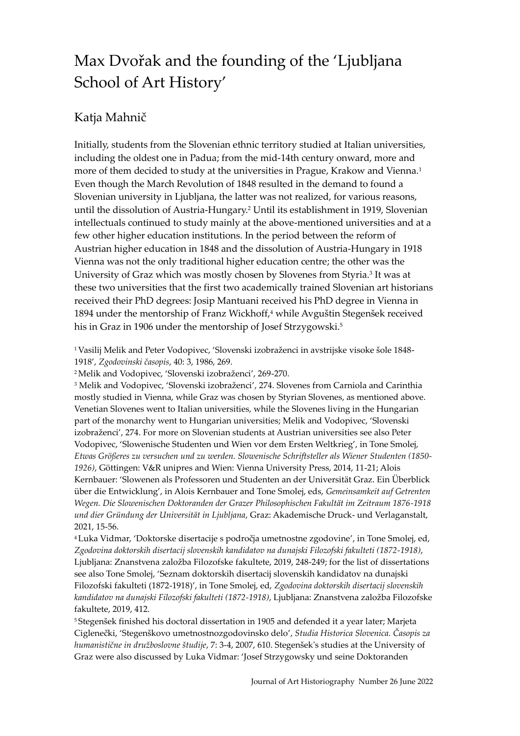# Max Dvořak and the founding of the 'Ljubljana School of Art History'

## Katja Mahnič

Initially, students from the Slovenian ethnic territory studied at Italian universities, including the oldest one in Padua; from the mid-14th century onward, more and more of them decided to study at the universities in Prague, Krakow and Vienna.[1] Even though the March Revolution of 1848 resulted in the demand to found a Slovenian university in Ljubljana, the latter was not realized, for various reasons, until the dissolution of Austria-Hungary.[2] Until its establishment in 1919, Slovenian intellectuals continued to study mainly at the above-mentioned universities and at a few other higher education institutions. In the period between the reform of Austrian higher education in 1848 and the dissolution of Austria-Hungary in 1918 Vienna was not the only traditional higher education centre; the other was the University of Graz which was mostly chosen by Slovenes from Styria.[3] It was at these two universities that the first two academically trained Slovenian art historians received their PhD degrees: Josip Mantuani received his PhD degree in Vienna in 1894 under the mentorship of Franz Wickhoff,[4] while Avguštin Stegenšek received his in Graz in 1906 under the mentorship of Josef Strzygowski.[5]

[1] Vasilij Melik and Peter Vodopivec, 'Slovenski izobraženci in avstrijske visoke šole 1848-1918', *Zgodovinski časopis*, 40: 3, 1986, 269.

[2] Melik and Vodopivec, 'Slovenski izobraženci', 269-270.

[3] Melik and Vodopivec, 'Slovenski izobraženci', 274. Slovenes from Carniola and Carinthia mostly studied in Vienna, while Graz was chosen by Styrian Slovenes, as mentioned above. Venetian Slovenes went to Italian universities, while the Slovenes living in the Hungarian part of the monarchy went to Hungarian universities; Melik and Vodopivec, 'Slovenski izobraženci', 274. For more on Slovenian students at Austrian universities see also Peter Vodopivec, 'Slowenische Studenten und Wien vor dem Ersten Weltkrieg', in Tone Smolej, *Etwas Größeres zu versuchen und zu werden. Slowenische Schriftsteller als Wiener Studenten (1850-1926)*, Göttingen: V&R unipres and Wien: Vienna University Press, 2014, 11-21; Alois Kernbauer: 'Slowenen als Professoren und Studenten an der Universität Graz. Ein Überblick über die Entwicklung', in Alois Kernbauer and Tone Smolej, eds, *Gemeinsamkeit auf Getrenten Wegen. Die Slowenischen Doktoranden der Grazer Philosophischen Fakultät im Zeitraum 1876-1918 und dier Gründung der Universität in Ljubljana*, Graz: Akademische Druck- und Verlaganstalt, 2021, 15-56.

[4] Luka Vidmar, 'Doktorske disertacije s področja umetnostne zgodovine', in Tone Smolej, ed, *Zgodovina doktorskih disertacij slovenskih kandidatov na dunajski Filozofski fakulteti (1872-1918)*, Ljubljana: Znanstvena založba Filozofske fakultete, 2019, 248-249; for the list of dissertations see also Tone Smolej, 'Seznam doktorskih disertacij slovenskih kandidatov na dunajski Filozofski fakulteti (1872-1918)', in Tone Smolej, ed, *Zgodovina doktorskih disertacij slovenskih kandidatov na dunajski Filozofski fakulteti (1872-1918)*, Ljubljana: Znanstvena založba Filozofske fakultete, 2019, 412.

[5] Stegenšek finished his doctoral dissertation in 1905 and defended it a year later; Marjeta Ciglenečki, 'Stegenškovo umetnostnozgodovinsko delo', *Studia Historica Slovenica. Časopis za humanistične in družboslovne študije*, 7: 3-4, 2007, 610. Stegenšek's studies at the University of Graz were also discussed by Luka Vidmar: 'Josef Strzygowsky und seine Doktoranden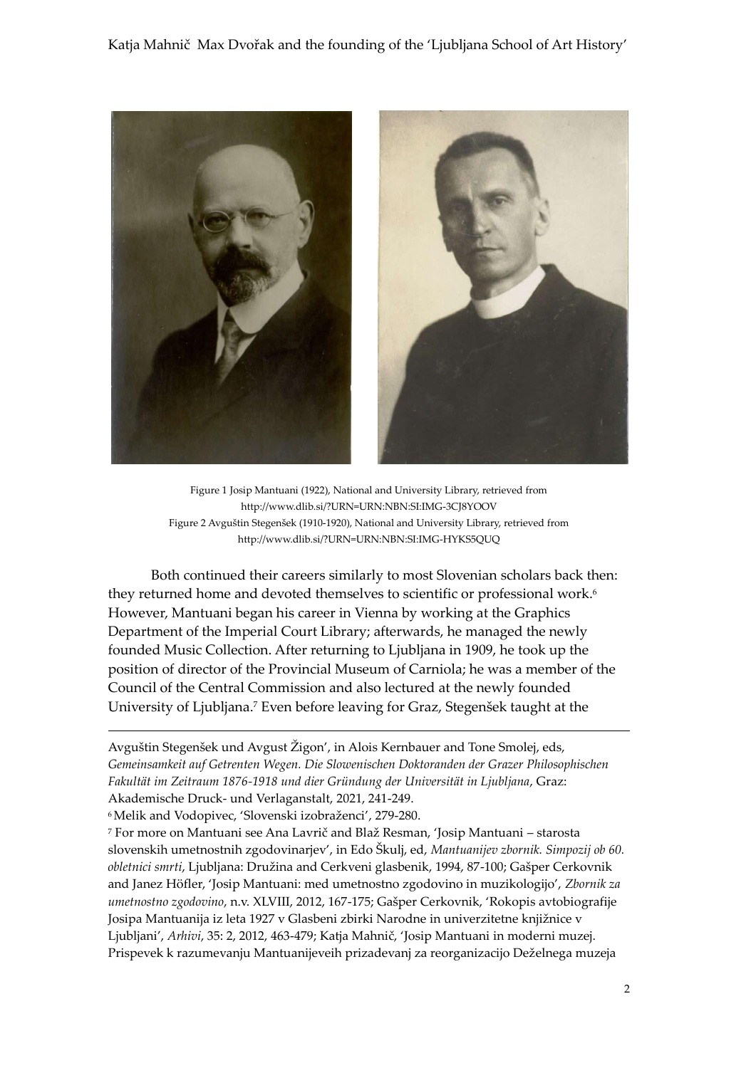Figure 1 Josip Mantuani (1922), National and University Library, retrieved from http://www.dlib.si/?URN=URN:NBN:SI:IMG-3CJ8YOOV
Figure 2 Avguštin Stegenšek (1910-1920), National and University Library, retrieved from http://www.dlib.si/?URN=URN:NBN:SI:IMG-HYKS5QUQ

Both continued their careers similarly to most Slovenian scholars back then: they returned home and devoted themselves to scientific or professional work.[6] However, Mantuani began his career in Vienna by working at the Graphics Department of the Imperial Court Library; afterwards, he managed the newly founded Music Collection. After returning to Ljubljana in 1909, he took up the position of director of the Provincial Museum of Carniola; he was a member of the Council of the Central Commission and also lectured at the newly founded University of Ljubljana.[7] Even before leaving for Graz, Stegenšek taught at the

---

Avguštin Stegenšek und Avgust Žigon', in Alois Kernbauer and Tone Smolej, eds, *Gemeinsamkeit auf Getrenten Wegen. Die Slowenischen Doktoranden der Grazer Philosophischen Fakultät im Zeitraum 1876-1918 und dier Gründung der Universität in Ljubljana*, Graz: Akademische Druck- und Verlaganstalt, 2021, 241-249.

[6] Melik and Vodopivec, 'Slovenski izobraženci', 279-280.

[7] For more on Mantuani see Ana Lavrič and Blaž Resman, 'Josip Mantuani – starosta slovenskih umetnostnih zgodovinarjev', in Edo Škulj, ed, *Mantuanijev zbornik. Simpozij ob 60. obletnici smrti*, Ljubljana: Družina and Cerkveni glasbenik, 1994, 87-100; Gašper Cerkovnik and Janez Höfler, 'Josip Mantuani: med umetnostno zgodovino in muzikologijo', *Zbornik za umetnostno zgodovino*, n.v. XLVIII, 2012, 167-175; Gašper Cerkovnik, 'Rokopis avtobiografije Josipa Mantuanija iz leta 1927 v Glasbeni zbirki Narodne in univerzitetne knjižnice v Ljubljani', *Arhivi*, 35: 2, 2012, 463-479; Katja Mahnič, 'Josip Mantuani in moderni muzej. Prispevek k razumevanju Mantuanijeveih prizadevanj za reorganizacijo Deželnega muzeja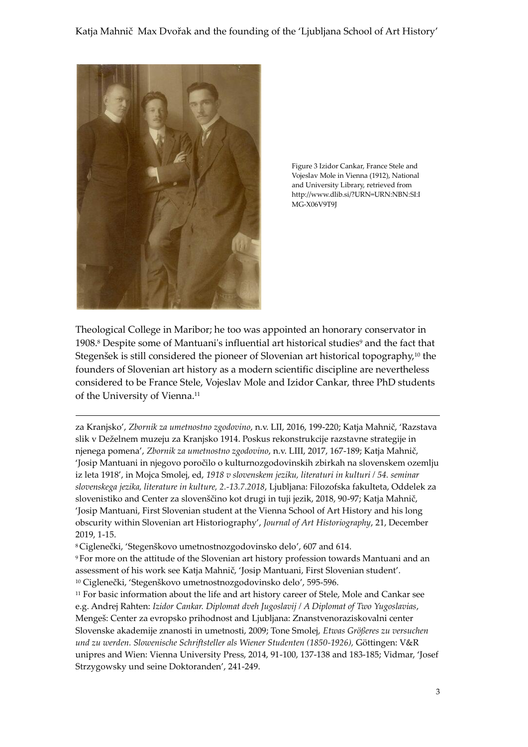Figure 3 Izidor Cankar, France Stele and Vojeslav Mole in Vienna (1912), National and University Library, retrieved from http://www.dlib.si/?URN=URN:NBN:SI:IMG-X06V9T9J

Theological College in Maribor; he too was appointed an honorary conservator in 1908.[8] Despite some of Mantuani's influential art historical studies[9] and the fact that Stegenšek is still considered the pioneer of Slovenian art historical topography,[10] the founders of Slovenian art history as a modern scientific discipline are nevertheless considered to be France Stele, Vojeslav Mole and Izidor Cankar, three PhD students of the University of Vienna.[11]

---

za Kranjsko', *Zbornik za umetnostno zgodovino*, n.v. LII, 2016, 199-220; Katja Mahnič, 'Razstava slik v Deželnem muzeju za Kranjsko 1914. Poskus rekonstrukcije razstavne strategije in njenega pomena', *Zbornik za umetnostno zgodovino*, n.v. LIII, 2017, 167-189; Katja Mahnič, 'Josip Mantuani in njegovo poročilo o kulturnozgodovinskih zbirkah na slovenskem ozemlju iz leta 1918', in Mojca Smolej, ed, *1918 v slovenskem jeziku, literaturi in kulturi / 54. seminar slovenskega jezika, literature in kulture, 2.-13.7.2018*, Ljubljana: Filozofska fakulteta, Oddelek za slovenistiko and Center za slovenščino kot drugi in tuji jezik, 2018, 90-97; Katja Mahnič, 'Josip Mantuani, First Slovenian student at the Vienna School of Art History and his long obscurity within Slovenian art Historiography', *Journal of Art Historiography*, 21, December 2019, 1-15.

[8] Ciglenečki, 'Stegenškovo umetnostnozgodovinsko delo', 607 and 614.

[9] For more on the attitude of the Slovenian art history profession towards Mantuani and an assessment of his work see Katja Mahnič, 'Josip Mantuani, First Slovenian student'.

[10] Ciglenečki, 'Stegenškovo umetnostnozgodovinsko delo', 595-596.

[11] For basic information about the life and art history career of Stele, Mole and Cankar see e.g. Andrej Rahten: *Izidor Cankar. Diplomat dveh Jugoslavij / A Diplomat of Two Yugoslavias*, Mengeš: Center za evropsko prihodnost and Ljubljana: Znanstvenoraziskovalni center Slovenske akademije znanosti in umetnosti, 2009; Tone Smolej, *Etwas Größeres zu versuchen und zu werden. Slowenische Schriftsteller als Wiener Studenten (1850-1926)*, Göttingen: V&R unipres and Wien: Vienna University Press, 2014, 91-100, 137-138 and 183-185; Vidmar, 'Josef Strzygowsky und seine Doktoranden', 241-249.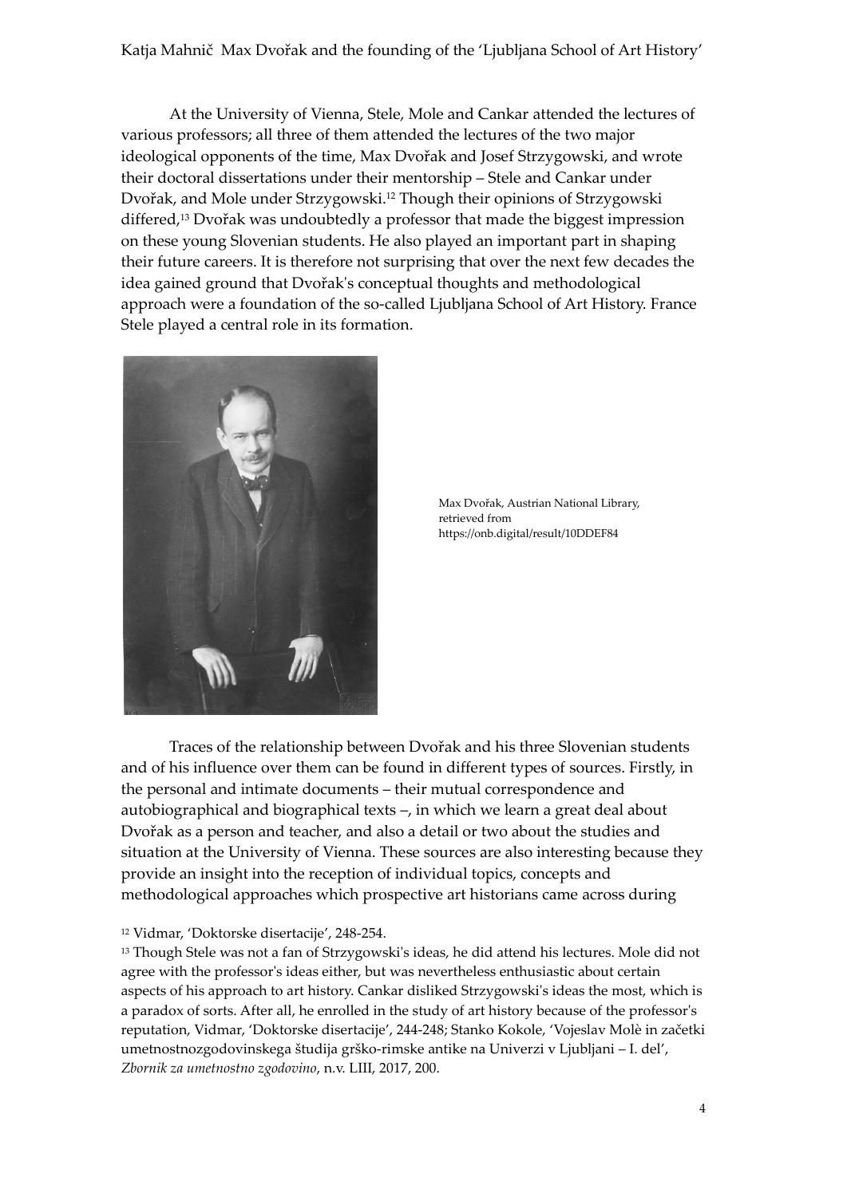At the University of Vienna, Stele, Mole and Cankar attended the lectures of various professors; all three of them attended the lectures of the two major ideological opponents of the time, Max Dvořak and Josef Strzygowski, and wrote their doctoral dissertations under their mentorship – Stele and Cankar under Dvořak, and Mole under Strzygowski.[12] Though their opinions of Strzygowski differed,[13] Dvořak was undoubtedly a professor that made the biggest impression on these young Slovenian students. He also played an important part in shaping their future careers. It is therefore not surprising that over the next few decades the idea gained ground that Dvořak's conceptual thoughts and methodological approach were a foundation of the so-called Ljubljana School of Art History. France Stele played a central role in its formation.

Max Dvořak, Austrian National Library, retrieved from https://onb.digital/result/10DDEF84

Traces of the relationship between Dvořak and his three Slovenian students and of his influence over them can be found in different types of sources. Firstly, in the personal and intimate documents – their mutual correspondence and autobiographical and biographical texts –, in which we learn a great deal about Dvořak as a person and teacher, and also a detail or two about the studies and situation at the University of Vienna. These sources are also interesting because they provide an insight into the reception of individual topics, concepts and methodological approaches which prospective art historians came across during

[12] Vidmar, 'Doktorske disertacije', 248-254.

[13] Though Stele was not a fan of Strzygowski's ideas, he did attend his lectures. Mole did not agree with the professor's ideas either, but was nevertheless enthusiastic about certain aspects of his approach to art history. Cankar disliked Strzygowski's ideas the most, which is a paradox of sorts. After all, he enrolled in the study of art history because of the professor's reputation, Vidmar, 'Doktorske disertacije', 244-248; Stanko Kokole, 'Vojeslav Molè in začetki umetnostnozgodovinskega študija grško-rimske antike na Univerzi v Ljubljani – I. del', *Zbornik za umetnostno zgodovino*, n.v. LIII, 2017, 200.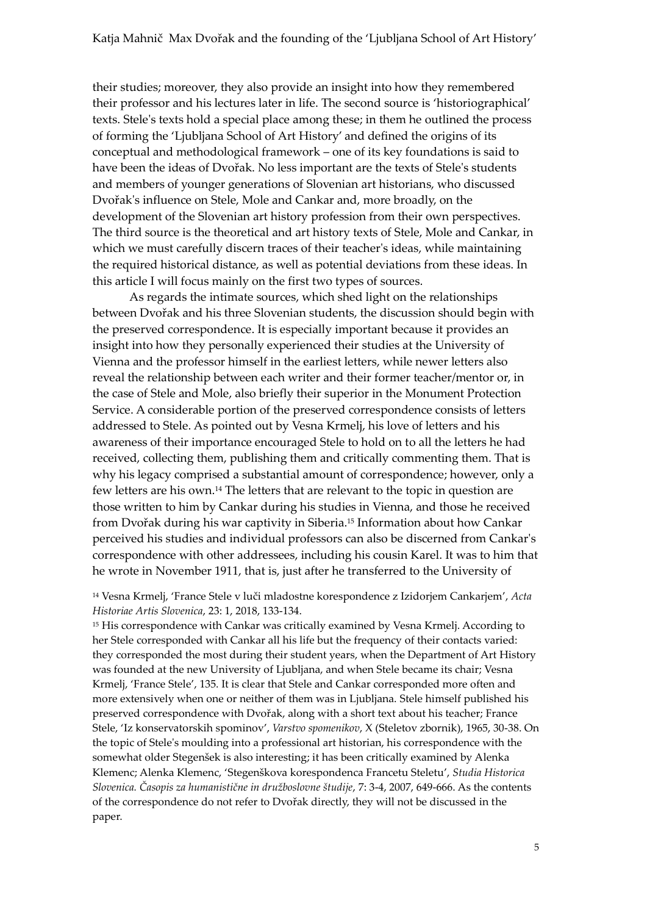their studies; moreover, they also provide an insight into how they remembered their professor and his lectures later in life. The second source is 'historiographical' texts. Stele's texts hold a special place among these; in them he outlined the process of forming the 'Ljubljana School of Art History' and defined the origins of its conceptual and methodological framework – one of its key foundations is said to have been the ideas of Dvořak. No less important are the texts of Stele's students and members of younger generations of Slovenian art historians, who discussed Dvořak's influence on Stele, Mole and Cankar and, more broadly, on the development of the Slovenian art history profession from their own perspectives. The third source is the theoretical and art history texts of Stele, Mole and Cankar, in which we must carefully discern traces of their teacher's ideas, while maintaining the required historical distance, as well as potential deviations from these ideas. In this article I will focus mainly on the first two types of sources.

As regards the intimate sources, which shed light on the relationships between Dvořak and his three Slovenian students, the discussion should begin with the preserved correspondence. It is especially important because it provides an insight into how they personally experienced their studies at the University of Vienna and the professor himself in the earliest letters, while newer letters also reveal the relationship between each writer and their former teacher/mentor or, in the case of Stele and Mole, also briefly their superior in the Monument Protection Service. A considerable portion of the preserved correspondence consists of letters addressed to Stele. As pointed out by Vesna Krmelj, his love of letters and his awareness of their importance encouraged Stele to hold on to all the letters he had received, collecting them, publishing them and critically commenting them. That is why his legacy comprised a substantial amount of correspondence; however, only a few letters are his own.[14] The letters that are relevant to the topic in question are those written to him by Cankar during his studies in Vienna, and those he received from Dvořak during his war captivity in Siberia.[15] Information about how Cankar perceived his studies and individual professors can also be discerned from Cankar's correspondence with other addressees, including his cousin Karel. It was to him that he wrote in November 1911, that is, just after he transferred to the University of

[14] Vesna Krmelj, 'France Stele v luči mladostne korespondence z Izidorjem Cankarjem', *Acta Historiae Artis Slovenica*, 23: 1, 2018, 133-134.

[15] His correspondence with Cankar was critically examined by Vesna Krmelj. According to her Stele corresponded with Cankar all his life but the frequency of their contacts varied: they corresponded the most during their student years, when the Department of Art History was founded at the new University of Ljubljana, and when Stele became its chair; Vesna Krmelj, 'France Stele', 135. It is clear that Stele and Cankar corresponded more often and more extensively when one or neither of them was in Ljubljana. Stele himself published his preserved correspondence with Dvořak, along with a short text about his teacher; France Stele, 'Iz konservatorskih spominov', *Varstvo spomenikov*, X (Steletov zbornik), 1965, 30-38. On the topic of Stele's moulding into a professional art historian, his correspondence with the somewhat older Stegenšek is also interesting; it has been critically examined by Alenka Klemenc; Alenka Klemenc, 'Stegenškova korespondenca Francetu Steletu', *Studia Historica Slovenica. Časopis za humanistične in družboslovne študije*, 7: 3-4, 2007, 649-666. As the contents of the correspondence do not refer to Dvořak directly, they will not be discussed in the paper.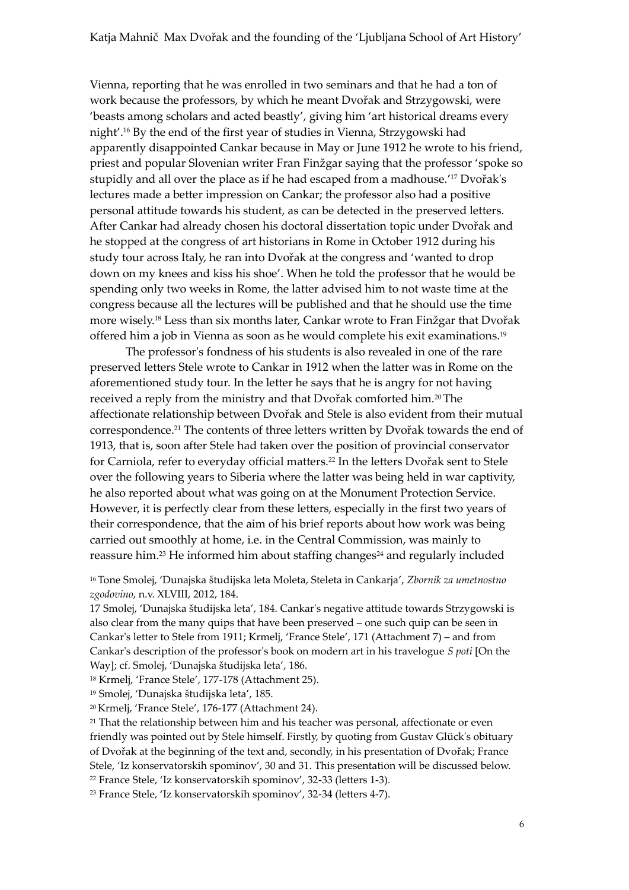Vienna, reporting that he was enrolled in two seminars and that he had a ton of work because the professors, by which he meant Dvořak and Strzygowski, were 'beasts among scholars and acted beastly', giving him 'art historical dreams every night'.[16] By the end of the first year of studies in Vienna, Strzygowski had apparently disappointed Cankar because in May or June 1912 he wrote to his friend, priest and popular Slovenian writer Fran Finžgar saying that the professor 'spoke so stupidly and all over the place as if he had escaped from a madhouse.'[17] Dvořak's lectures made a better impression on Cankar; the professor also had a positive personal attitude towards his student, as can be detected in the preserved letters. After Cankar had already chosen his doctoral dissertation topic under Dvořak and he stopped at the congress of art historians in Rome in October 1912 during his study tour across Italy, he ran into Dvořak at the congress and 'wanted to drop down on my knees and kiss his shoe'. When he told the professor that he would be spending only two weeks in Rome, the latter advised him to not waste time at the congress because all the lectures will be published and that he should use the time more wisely.[18] Less than six months later, Cankar wrote to Fran Finžgar that Dvořak offered him a job in Vienna as soon as he would complete his exit examinations.[19]

The professor's fondness of his students is also revealed in one of the rare preserved letters Stele wrote to Cankar in 1912 when the latter was in Rome on the aforementioned study tour. In the letter he says that he is angry for not having received a reply from the ministry and that Dvořak comforted him.[20] The affectionate relationship between Dvořak and Stele is also evident from their mutual correspondence.[21] The contents of three letters written by Dvořak towards the end of 1913, that is, soon after Stele had taken over the position of provincial conservator for Carniola, refer to everyday official matters.[22] In the letters Dvořak sent to Stele over the following years to Siberia where the latter was being held in war captivity, he also reported about what was going on at the Monument Protection Service. However, it is perfectly clear from these letters, especially in the first two years of their correspondence, that the aim of his brief reports about how work was being carried out smoothly at home, i.e. in the Central Commission, was mainly to reassure him.[23] He informed him about staffing changes[24] and regularly included

[16] Tone Smolej, 'Dunajska študijska leta Moleta, Steleta in Cankarja', *Zbornik za umetnostno zgodovino*, n.v. XLVIII, 2012, 184.

17 Smolej, 'Dunajska študijska leta', 184. Cankar's negative attitude towards Strzygowski is also clear from the many quips that have been preserved – one such quip can be seen in Cankar's letter to Stele from 1911; Krmelj, 'France Stele', 171 (Attachment 7) – and from Cankar's description of the professor's book on modern art in his travelogue *S poti* [On the Way]; cf. Smolej, 'Dunajska študijska leta', 186.

[18] Krmelj, 'France Stele', 177-178 (Attachment 25).

[19] Smolej, 'Dunajska študijska leta', 185.

[20] Krmelj, 'France Stele', 176-177 (Attachment 24).

[21] That the relationship between him and his teacher was personal, affectionate or even friendly was pointed out by Stele himself. Firstly, by quoting from Gustav Glück's obituary of Dvořak at the beginning of the text and, secondly, in his presentation of Dvořak; France Stele, 'Iz konservatorskih spominov', 30 and 31. This presentation will be discussed below.

[22] France Stele, 'Iz konservatorskih spominov', 32-33 (letters 1-3).

[23] France Stele, 'Iz konservatorskih spominov', 32-34 (letters 4-7).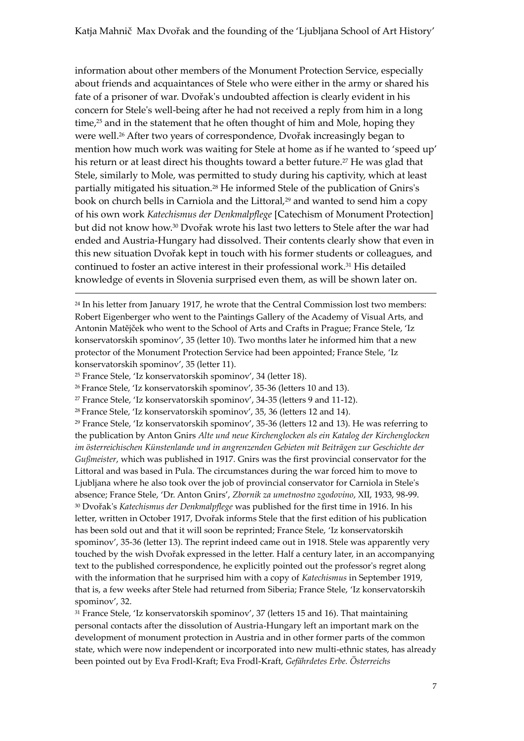information about other members of the Monument Protection Service, especially about friends and acquaintances of Stele who were either in the army or shared his fate of a prisoner of war. Dvořak's undoubted affection is clearly evident in his concern for Stele's well-being after he had not received a reply from him in a long time,[25] and in the statement that he often thought of him and Mole, hoping they were well.[26] After two years of correspondence, Dvořak increasingly began to mention how much work was waiting for Stele at home as if he wanted to 'speed up' his return or at least direct his thoughts toward a better future.[27] He was glad that Stele, similarly to Mole, was permitted to study during his captivity, which at least partially mitigated his situation.[28] He informed Stele of the publication of Gnirs's book on church bells in Carniola and the Littoral,[29] and wanted to send him a copy of his own work *Katechismus der Denkmalpflege* [Catechism of Monument Protection] but did not know how.[30] Dvořak wrote his last two letters to Stele after the war had ended and Austria-Hungary had dissolved. Their contents clearly show that even in this new situation Dvořak kept in touch with his former students or colleagues, and continued to foster an active interest in their professional work.[31] His detailed knowledge of events in Slovenia surprised even them, as will be shown later on.

---

[24] In his letter from January 1917, he wrote that the Central Commission lost two members: Robert Eigenberger who went to the Paintings Gallery of the Academy of Visual Arts, and Antonin Matějček who went to the School of Arts and Crafts in Prague; France Stele, 'Iz konservatorskih spominov', 35 (letter 10). Two months later he informed him that a new protector of the Monument Protection Service had been appointed; France Stele, 'Iz konservatorskih spominov', 35 (letter 11).

[25] France Stele, 'Iz konservatorskih spominov', 34 (letter 18).

[26] France Stele, 'Iz konservatorskih spominov', 35-36 (letters 10 and 13).

[27] France Stele, 'Iz konservatorskih spominov', 34-35 (letters 9 and 11-12).

[28] France Stele, 'Iz konservatorskih spominov', 35, 36 (letters 12 and 14).

[29] France Stele, 'Iz konservatorskih spominov', 35-36 (letters 12 and 13). He was referring to the publication by Anton Gnirs *Alte und neue Kirchenglocken als ein Katalog der Kirchenglocken im österreichischen Künstenlande und in angrenzenden Gebieten mit Beiträgen zur Geschichte der Gußmeister*, which was published in 1917. Gnirs was the first provincial conservator for the Littoral and was based in Pula. The circumstances during the war forced him to move to Ljubljana where he also took over the job of provincial conservator for Carniola in Stele's absence; France Stele, 'Dr. Anton Gnirs', *Zbornik za umetnostno zgodovino*, XII, 1933, 98-99.

[30] Dvořak's *Katechismus der Denkmalpflege* was published for the first time in 1916. In his letter, written in October 1917, Dvořak informs Stele that the first edition of his publication has been sold out and that it will soon be reprinted; France Stele, 'Iz konservatorskih spominov', 35-36 (letter 13). The reprint indeed came out in 1918. Stele was apparently very touched by the wish Dvořak expressed in the letter. Half a century later, in an accompanying text to the published correspondence, he explicitly pointed out the professor's regret along with the information that he surprised him with a copy of *Katechismus* in September 1919, that is, a few weeks after Stele had returned from Siberia; France Stele, 'Iz konservatorskih spominov', 32.

[31] France Stele, 'Iz konservatorskih spominov', 37 (letters 15 and 16). That maintaining personal contacts after the dissolution of Austria-Hungary left an important mark on the development of monument protection in Austria and in other former parts of the common state, which were now independent or incorporated into new multi-ethnic states, has already been pointed out by Eva Frodl-Kraft; Eva Frodl-Kraft, *Gefährdetes Erbe. Österreichs*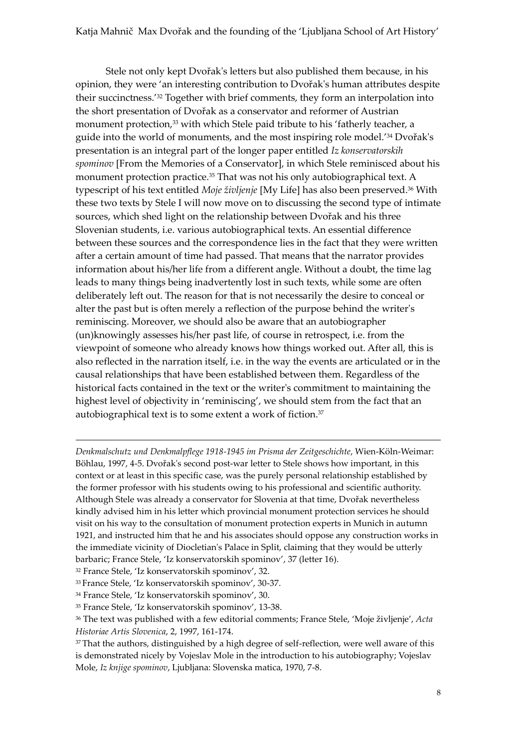Stele not only kept Dvořak's letters but also published them because, in his opinion, they were 'an interesting contribution to Dvořak's human attributes despite their succinctness.'[32] Together with brief comments, they form an interpolation into the short presentation of Dvořak as a conservator and reformer of Austrian monument protection,[33] with which Stele paid tribute to his 'fatherly teacher, a guide into the world of monuments, and the most inspiring role model.'[34] Dvořak's presentation is an integral part of the longer paper entitled *Iz konservatorskih spominov* [From the Memories of a Conservator], in which Stele reminisced about his monument protection practice.[35] That was not his only autobiographical text. A typescript of his text entitled *Moje življenje* [My Life] has also been preserved.[36] With these two texts by Stele I will now move on to discussing the second type of intimate sources, which shed light on the relationship between Dvořak and his three Slovenian students, i.e. various autobiographical texts. An essential difference between these sources and the correspondence lies in the fact that they were written after a certain amount of time had passed. That means that the narrator provides information about his/her life from a different angle. Without a doubt, the time lag leads to many things being inadvertently lost in such texts, while some are often deliberately left out. The reason for that is not necessarily the desire to conceal or alter the past but is often merely a reflection of the purpose behind the writer's reminiscing. Moreover, we should also be aware that an autobiographer (un)knowingly assesses his/her past life, of course in retrospect, i.e. from the viewpoint of someone who already knows how things worked out. After all, this is also reflected in the narration itself, i.e. in the way the events are articulated or in the causal relationships that have been established between them. Regardless of the historical facts contained in the text or the writer's commitment to maintaining the highest level of objectivity in 'reminiscing', we should stem from the fact that an autobiographical text is to some extent a work of fiction.[37]

---

*Denkmalschutz und Denkmalpflege 1918-1945 im Prisma der Zeitgeschichte*, Wien-Köln-Weimar: Böhlau, 1997, 4-5. Dvořak's second post-war letter to Stele shows how important, in this context or at least in this specific case, was the purely personal relationship established by the former professor with his students owing to his professional and scientific authority. Although Stele was already a conservator for Slovenia at that time, Dvořak nevertheless kindly advised him in his letter which provincial monument protection services he should visit on his way to the consultation of monument protection experts in Munich in autumn 1921, and instructed him that he and his associates should oppose any construction works in the immediate vicinity of Diocletian's Palace in Split, claiming that they would be utterly barbaric; France Stele, 'Iz konservatorskih spominov', 37 (letter 16).

[32] France Stele, 'Iz konservatorskih spominov', 32.

[33] France Stele, 'Iz konservatorskih spominov', 30-37.

[34] France Stele, 'Iz konservatorskih spominov', 30.

[35] France Stele, 'Iz konservatorskih spominov', 13-38.

[36] The text was published with a few editorial comments; France Stele, 'Moje življenje', *Acta Historiae Artis Slovenica*, 2, 1997, 161-174.

[37] That the authors, distinguished by a high degree of self-reflection, were well aware of this is demonstrated nicely by Vojeslav Mole in the introduction to his autobiography; Vojeslav Mole, *Iz knjige spominov*, Ljubljana: Slovenska matica, 1970, 7-8.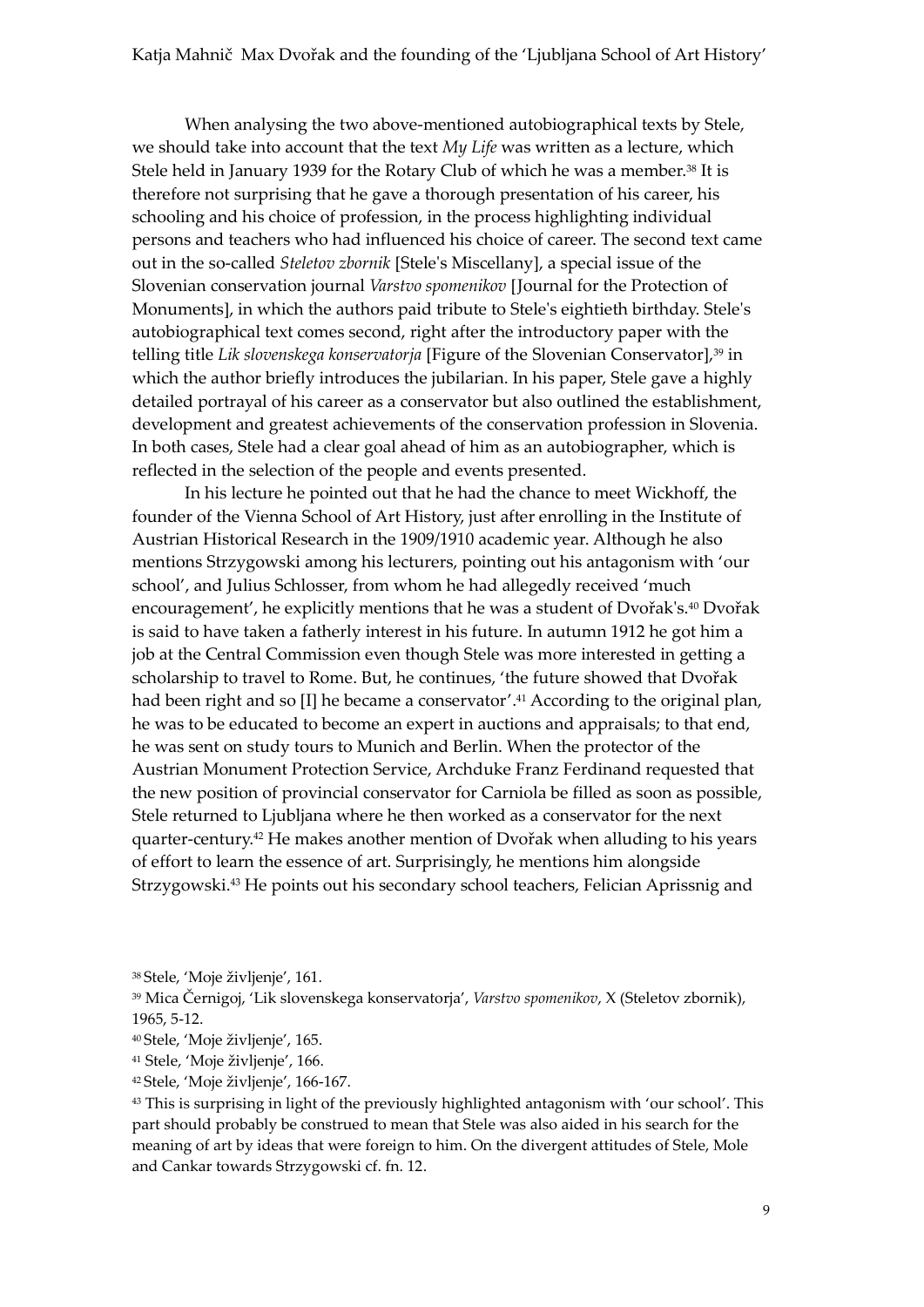When analysing the two above-mentioned autobiographical texts by Stele, we should take into account that the text *My Life* was written as a lecture, which Stele held in January 1939 for the Rotary Club of which he was a member.[38] It is therefore not surprising that he gave a thorough presentation of his career, his schooling and his choice of profession, in the process highlighting individual persons and teachers who had influenced his choice of career. The second text came out in the so-called *Steletov zbornik* [Stele's Miscellany], a special issue of the Slovenian conservation journal *Varstvo spomenikov* [Journal for the Protection of Monuments], in which the authors paid tribute to Stele's eightieth birthday. Stele's autobiographical text comes second, right after the introductory paper with the telling title *Lik slovenskega konservatorja* [Figure of the Slovenian Conservator],[39] in which the author briefly introduces the jubilarian. In his paper, Stele gave a highly detailed portrayal of his career as a conservator but also outlined the establishment, development and greatest achievements of the conservation profession in Slovenia. In both cases, Stele had a clear goal ahead of him as an autobiographer, which is reflected in the selection of the people and events presented.

In his lecture he pointed out that he had the chance to meet Wickhoff, the founder of the Vienna School of Art History, just after enrolling in the Institute of Austrian Historical Research in the 1909/1910 academic year. Although he also mentions Strzygowski among his lecturers, pointing out his antagonism with 'our school', and Julius Schlosser, from whom he had allegedly received 'much encouragement', he explicitly mentions that he was a student of Dvořak's.[40] Dvořak is said to have taken a fatherly interest in his future. In autumn 1912 he got him a job at the Central Commission even though Stele was more interested in getting a scholarship to travel to Rome. But, he continues, 'the future showed that Dvořak had been right and so [I] he became a conservator'.[41] According to the original plan, he was to be educated to become an expert in auctions and appraisals; to that end, he was sent on study tours to Munich and Berlin. When the protector of the Austrian Monument Protection Service, Archduke Franz Ferdinand requested that the new position of provincial conservator for Carniola be filled as soon as possible, Stele returned to Ljubljana where he then worked as a conservator for the next quarter-century.[42] He makes another mention of Dvořak when alluding to his years of effort to learn the essence of art. Surprisingly, he mentions him alongside Strzygowski.[43] He points out his secondary school teachers, Felician Aprissnig and

[38] Stele, 'Moje življenje', 161.

[39] Mica Černigoj, 'Lik slovenskega konservatorja', *Varstvo spomenikov*, X (Steletov zbornik), 1965, 5-12.

[40] Stele, 'Moje življenje', 165.

[41] Stele, 'Moje življenje', 166.

[42] Stele, 'Moje življenje', 166-167.

[43] This is surprising in light of the previously highlighted antagonism with 'our school'. This part should probably be construed to mean that Stele was also aided in his search for the meaning of art by ideas that were foreign to him. On the divergent attitudes of Stele, Mole and Cankar towards Strzygowski cf. fn. 12.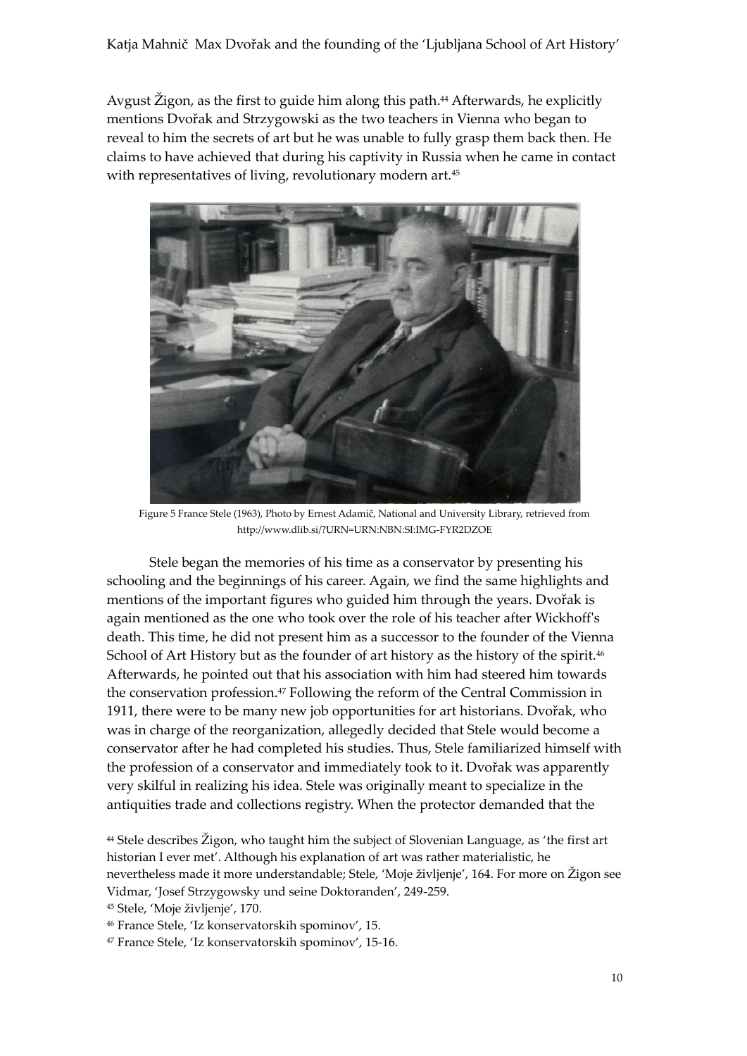Avgust Žigon, as the first to guide him along this path.[44] Afterwards, he explicitly mentions Dvořak and Strzygowski as the two teachers in Vienna who began to reveal to him the secrets of art but he was unable to fully grasp them back then. He claims to have achieved that during his captivity in Russia when he came in contact with representatives of living, revolutionary modern art.[45]

Figure 5 France Stele (1963), Photo by Ernest Adamič, National and University Library, retrieved from http://www.dlib.si/?URN=URN:NBN:SI:IMG-FYR2DZOE

Stele began the memories of his time as a conservator by presenting his schooling and the beginnings of his career. Again, we find the same highlights and mentions of the important figures who guided him through the years. Dvořak is again mentioned as the one who took over the role of his teacher after Wickhoff's death. This time, he did not present him as a successor to the founder of the Vienna School of Art History but as the founder of art history as the history of the spirit.[46] Afterwards, he pointed out that his association with him had steered him towards the conservation profession.[47] Following the reform of the Central Commission in 1911, there were to be many new job opportunities for art historians. Dvořak, who was in charge of the reorganization, allegedly decided that Stele would become a conservator after he had completed his studies. Thus, Stele familiarized himself with the profession of a conservator and immediately took to it. Dvořak was apparently very skilful in realizing his idea. Stele was originally meant to specialize in the antiquities trade and collections registry. When the protector demanded that the

[44] Stele describes Žigon, who taught him the subject of Slovenian Language, as 'the first art historian I ever met'. Although his explanation of art was rather materialistic, he nevertheless made it more understandable; Stele, 'Moje življenje', 164. For more on Žigon see Vidmar, 'Josef Strzygowsky und seine Doktoranden', 249-259.

[45] Stele, 'Moje življenje', 170.

[46] France Stele, 'Iz konservatorskih spominov', 15.

[47] France Stele, 'Iz konservatorskih spominov', 15-16.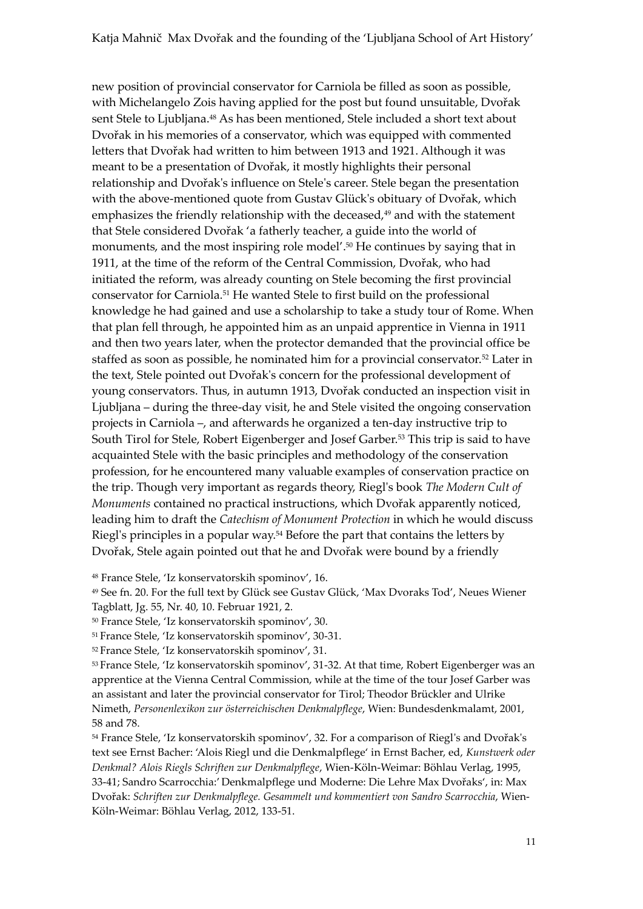new position of provincial conservator for Carniola be filled as soon as possible, with Michelangelo Zois having applied for the post but found unsuitable, Dvořak sent Stele to Ljubljana.[48] As has been mentioned, Stele included a short text about Dvořak in his memories of a conservator, which was equipped with commented letters that Dvořak had written to him between 1913 and 1921. Although it was meant to be a presentation of Dvořak, it mostly highlights their personal relationship and Dvořak's influence on Stele's career. Stele began the presentation with the above-mentioned quote from Gustav Glück's obituary of Dvořak, which emphasizes the friendly relationship with the deceased,[49] and with the statement that Stele considered Dvořak 'a fatherly teacher, a guide into the world of monuments, and the most inspiring role model'.[50] He continues by saying that in 1911, at the time of the reform of the Central Commission, Dvořak, who had initiated the reform, was already counting on Stele becoming the first provincial conservator for Carniola.[51] He wanted Stele to first build on the professional knowledge he had gained and use a scholarship to take a study tour of Rome. When that plan fell through, he appointed him as an unpaid apprentice in Vienna in 1911 and then two years later, when the protector demanded that the provincial office be staffed as soon as possible, he nominated him for a provincial conservator.[52] Later in the text, Stele pointed out Dvořak's concern for the professional development of young conservators. Thus, in autumn 1913, Dvořak conducted an inspection visit in Ljubljana – during the three-day visit, he and Stele visited the ongoing conservation projects in Carniola –, and afterwards he organized a ten-day instructive trip to South Tirol for Stele, Robert Eigenberger and Josef Garber.[53] This trip is said to have acquainted Stele with the basic principles and methodology of the conservation profession, for he encountered many valuable examples of conservation practice on the trip. Though very important as regards theory, Riegl's book *The Modern Cult of Monuments* contained no practical instructions, which Dvořak apparently noticed, leading him to draft the *Catechism of Monument Protection* in which he would discuss Riegl's principles in a popular way.[54] Before the part that contains the letters by Dvořak, Stele again pointed out that he and Dvořak were bound by a friendly

[48] France Stele, 'Iz konservatorskih spominov', 16.

[49] See fn. 20. For the full text by Glück see Gustav Glück, 'Max Dvoraks Tod', Neues Wiener Tagblatt, Jg. 55, Nr. 40, 10. Februar 1921, 2.

[50] France Stele, 'Iz konservatorskih spominov', 30.

[51] France Stele, 'Iz konservatorskih spominov', 30-31.

[52] France Stele, 'Iz konservatorskih spominov', 31.

[53] France Stele, 'Iz konservatorskih spominov', 31-32. At that time, Robert Eigenberger was an apprentice at the Vienna Central Commission, while at the time of the tour Josef Garber was an assistant and later the provincial conservator for Tirol; Theodor Brückler and Ulrike Nimeth, *Personenlexikon zur österreichischen Denkmalpflege*, Wien: Bundesdenkmalamt, 2001, 58 and 78.

[54] France Stele, 'Iz konservatorskih spominov', 32. For a comparison of Riegl's and Dvořak's text see Ernst Bacher: 'Alois Riegl und die Denkmalpflege' in Ernst Bacher, ed, *Kunstwerk oder Denkmal? Alois Riegls Schriften zur Denkmalpflege*, Wien-Köln-Weimar: Böhlau Verlag, 1995, 33-41; Sandro Scarrocchia:' Denkmalpflege und Moderne: Die Lehre Max Dvořaks', in: Max Dvořak: *Schriften zur Denkmalpflege. Gesammelt und kommentiert von Sandro Scarrocchia*, Wien-Köln-Weimar: Böhlau Verlag, 2012, 133-51.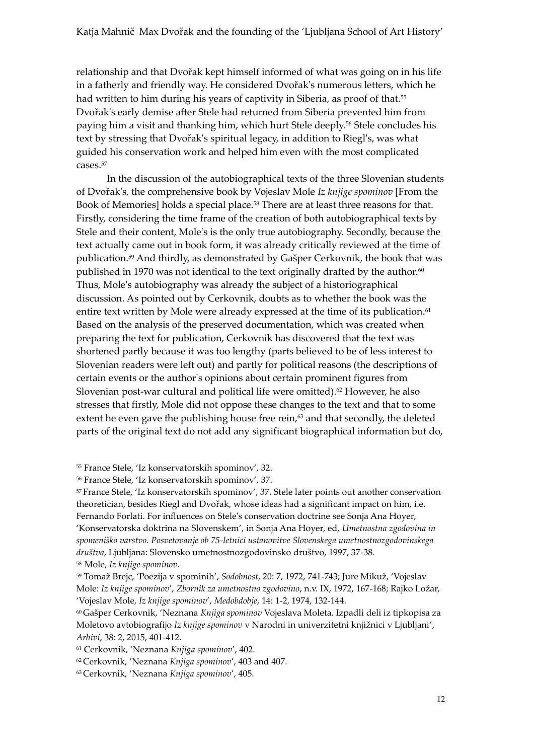relationship and that Dvořak kept himself informed of what was going on in his life in a fatherly and friendly way. He considered Dvořak's numerous letters, which he had written to him during his years of captivity in Siberia, as proof of that.[55] Dvořak's early demise after Stele had returned from Siberia prevented him from paying him a visit and thanking him, which hurt Stele deeply.[56] Stele concludes his text by stressing that Dvořak's spiritual legacy, in addition to Riegl's, was what guided his conservation work and helped him even with the most complicated cases.[57]

In the discussion of the autobiographical texts of the three Slovenian students of Dvořak's, the comprehensive book by Vojeslav Mole *Iz knjige spominov* [From the Book of Memories] holds a special place.[58] There are at least three reasons for that. Firstly, considering the time frame of the creation of both autobiographical texts by Stele and their content, Mole's is the only true autobiography. Secondly, because the text actually came out in book form, it was already critically reviewed at the time of publication.[59] And thirdly, as demonstrated by Gašper Cerkovnik, the book that was published in 1970 was not identical to the text originally drafted by the author.[60] Thus, Mole's autobiography was already the subject of a historiographical discussion. As pointed out by Cerkovnik, doubts as to whether the book was the entire text written by Mole were already expressed at the time of its publication.[61] Based on the analysis of the preserved documentation, which was created when preparing the text for publication, Cerkovnik has discovered that the text was shortened partly because it was too lengthy (parts believed to be of less interest to Slovenian readers were left out) and partly for political reasons (the descriptions of certain events or the author's opinions about certain prominent figures from Slovenian post-war cultural and political life were omitted).[62] However, he also stresses that firstly, Mole did not oppose these changes to the text and that to some extent he even gave the publishing house free rein,[63] and that secondly, the deleted parts of the original text do not add any significant biographical information but do,

[55] France Stele, 'Iz konservatorskih spominov', 32.

[56] France Stele, 'Iz konservatorskih spominov', 37.

[57] France Stele, 'Iz konservatorskih spominov', 37. Stele later points out another conservation theoretician, besides Riegl and Dvořak, whose ideas had a significant impact on him, i.e. Fernando Forlati. For influences on Stele's conservation doctrine see Sonja Ana Hoyer, 'Konservatorska doktrina na Slovenskem', in Sonja Ana Hoyer, ed, *Umetnostna zgodovina in spomeniško varstvo. Posvetovanje ob 75-letnici ustanovitve Slovenskega umetnostnozgodovinskega društva*, Ljubljana: Slovensko umetnostnozgodovinsko društvo, 1997, 37-38.

[58] Mole, *Iz knjige spominov*.

[59] Tomaž Brejc, 'Poezija v spominih', *Sodobnost*, 20: 7, 1972, 741-743; Jure Mikuž, 'Vojeslav Mole: *Iz knjige spominov*', *Zbornik za umetnostno zgodovino*, n.v. IX, 1972, 167-168; Rajko Ložar, 'Vojeslav Mole, *Iz knjige spominov*', *Medobdobje*, 14: 1-2, 1974, 132-144.

[60] Gašper Cerkovnik, 'Neznana *Knjiga spominov* Vojeslava Moleta. Izpadli deli iz tipkopisa za Moletovo avtobiografijo *Iz knjige spominov* v Narodni in univerzitetni knjižnici v Ljubljani', *Arhivi*, 38: 2, 2015, 401-412.

[61] Cerkovnik, 'Neznana *Knjiga spominov*', 402.

[62] Cerkovnik, 'Neznana *Knjiga spominov*', 403 and 407.

[63] Cerkovnik, 'Neznana *Knjiga spominov*', 405.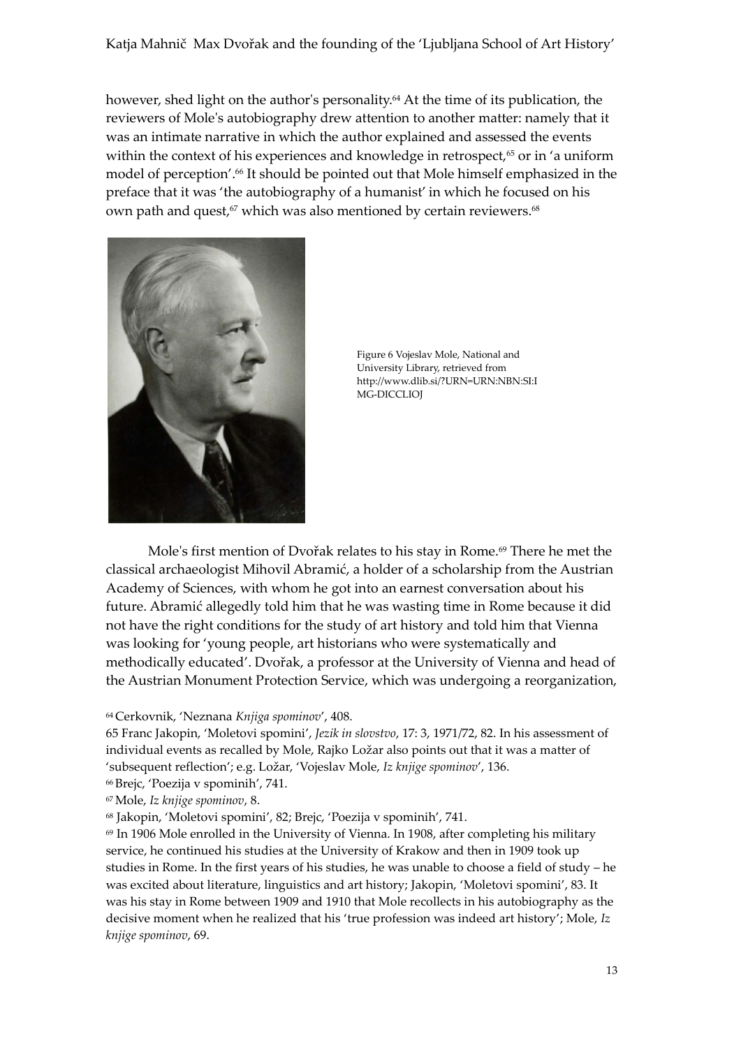however, shed light on the author's personality.[64] At the time of its publication, the reviewers of Mole's autobiography drew attention to another matter: namely that it was an intimate narrative in which the author explained and assessed the events within the context of his experiences and knowledge in retrospect,[65] or in 'a uniform model of perception'.[66] It should be pointed out that Mole himself emphasized in the preface that it was 'the autobiography of a humanist' in which he focused on his own path and quest,[67] which was also mentioned by certain reviewers.[68]

Figure 6 Vojeslav Mole, National and University Library, retrieved from http://www.dlib.si/?URN=URN:NBN:SI:IMG-DICCLIOJ

Mole's first mention of Dvořak relates to his stay in Rome.[69] There he met the classical archaeologist Mihovil Abramić, a holder of a scholarship from the Austrian Academy of Sciences, with whom he got into an earnest conversation about his future. Abramić allegedly told him that he was wasting time in Rome because it did not have the right conditions for the study of art history and told him that Vienna was looking for 'young people, art historians who were systematically and methodically educated'. Dvořak, a professor at the University of Vienna and head of the Austrian Monument Protection Service, which was undergoing a reorganization,

[64] Cerkovnik, 'Neznana *Knjiga spominov*', 408.

65 Franc Jakopin, 'Moletovi spomini', *Jezik in slovstvo*, 17: 3, 1971/72, 82. In his assessment of individual events as recalled by Mole, Rajko Ložar also points out that it was a matter of 'subsequent reflection'; e.g. Ložar, 'Vojeslav Mole, *Iz knjige spominov*', 136.

[66] Brejc, 'Poezija v spominih', 741.

[67] Mole, *Iz knjige spominov*, 8.

[68] Jakopin, 'Moletovi spomini', 82; Brejc, 'Poezija v spominih', 741.

[69] In 1906 Mole enrolled in the University of Vienna. In 1908, after completing his military service, he continued his studies at the University of Krakow and then in 1909 took up studies in Rome. In the first years of his studies, he was unable to choose a field of study – he was excited about literature, linguistics and art history; Jakopin, 'Moletovi spomini', 83. It was his stay in Rome between 1909 and 1910 that Mole recollects in his autobiography as the decisive moment when he realized that his 'true profession was indeed art history'; Mole, *Iz knjige spominov*, 69.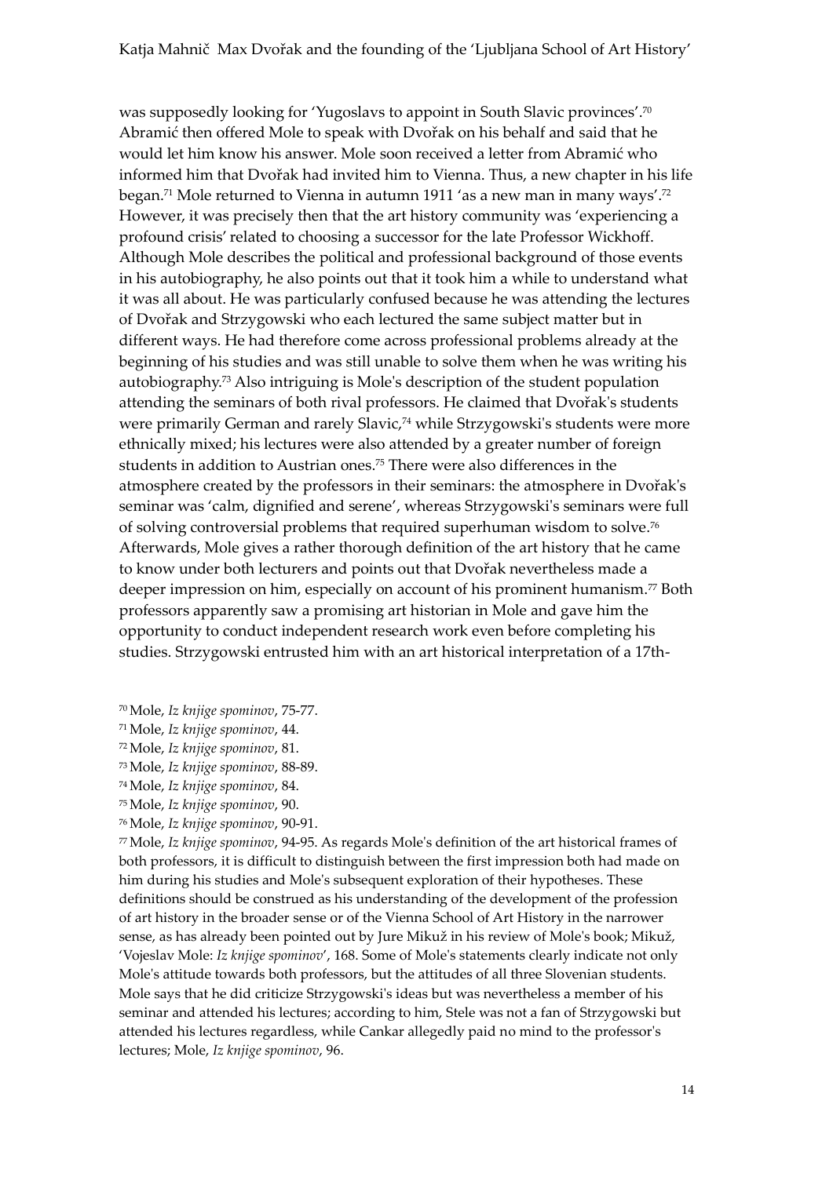was supposedly looking for 'Yugoslavs to appoint in South Slavic provinces'.[70] Abramić then offered Mole to speak with Dvořak on his behalf and said that he would let him know his answer. Mole soon received a letter from Abramić who informed him that Dvořak had invited him to Vienna. Thus, a new chapter in his life began.[71] Mole returned to Vienna in autumn 1911 'as a new man in many ways'.[72] However, it was precisely then that the art history community was 'experiencing a profound crisis' related to choosing a successor for the late Professor Wickhoff. Although Mole describes the political and professional background of those events in his autobiography, he also points out that it took him a while to understand what it was all about. He was particularly confused because he was attending the lectures of Dvořak and Strzygowski who each lectured the same subject matter but in different ways. He had therefore come across professional problems already at the beginning of his studies and was still unable to solve them when he was writing his autobiography.[73] Also intriguing is Mole's description of the student population attending the seminars of both rival professors. He claimed that Dvořak's students were primarily German and rarely Slavic,[74] while Strzygowski's students were more ethnically mixed; his lectures were also attended by a greater number of foreign students in addition to Austrian ones.[75] There were also differences in the atmosphere created by the professors in their seminars: the atmosphere in Dvořak's seminar was 'calm, dignified and serene', whereas Strzygowski's seminars were full of solving controversial problems that required superhuman wisdom to solve.[76] Afterwards, Mole gives a rather thorough definition of the art history that he came to know under both lecturers and points out that Dvořak nevertheless made a deeper impression on him, especially on account of his prominent humanism.[77] Both professors apparently saw a promising art historian in Mole and gave him the opportunity to conduct independent research work even before completing his studies. Strzygowski entrusted him with an art historical interpretation of a 17th-

[70] Mole, *Iz knjige spominov*, 75-77.

[71] Mole, *Iz knjige spominov*, 44.

[72] Mole, *Iz knjige spominov*, 81.

[73] Mole, *Iz knjige spominov*, 88-89.

[74] Mole, *Iz knjige spominov*, 84.

[75] Mole, *Iz knjige spominov*, 90.

[76] Mole, *Iz knjige spominov*, 90-91.

[77] Mole, *Iz knjige spominov*, 94-95. As regards Mole's definition of the art historical frames of both professors, it is difficult to distinguish between the first impression both had made on him during his studies and Mole's subsequent exploration of their hypotheses. These definitions should be construed as his understanding of the development of the profession of art history in the broader sense or of the Vienna School of Art History in the narrower sense, as has already been pointed out by Jure Mikuž in his review of Mole's book; Mikuž, 'Vojeslav Mole: *Iz knjige spominov*', 168. Some of Mole's statements clearly indicate not only Mole's attitude towards both professors, but the attitudes of all three Slovenian students. Mole says that he did criticize Strzygowski's ideas but was nevertheless a member of his seminar and attended his lectures; according to him, Stele was not a fan of Strzygowski but attended his lectures regardless, while Cankar allegedly paid no mind to the professor's lectures; Mole, *Iz knjige spominov*, 96.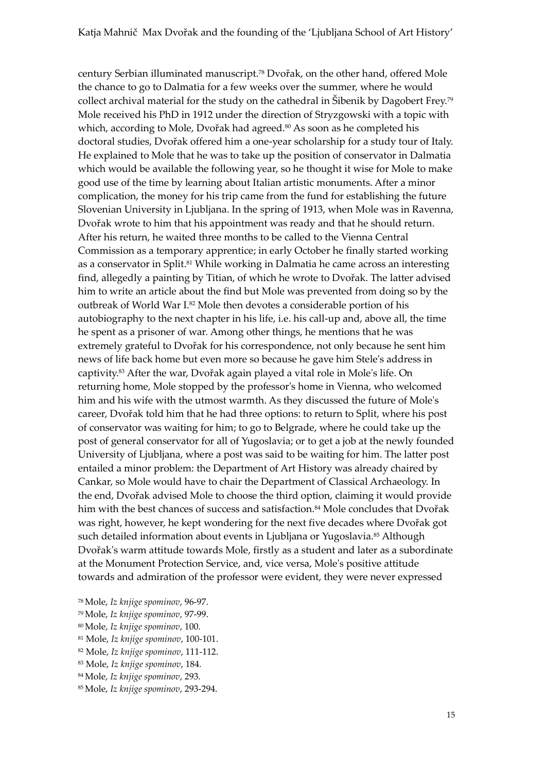century Serbian illuminated manuscript.[78] Dvořak, on the other hand, offered Mole the chance to go to Dalmatia for a few weeks over the summer, where he would collect archival material for the study on the cathedral in Šibenik by Dagobert Frey.[79] Mole received his PhD in 1912 under the direction of Stryzgowski with a topic with which, according to Mole, Dvořak had agreed.[80] As soon as he completed his doctoral studies, Dvořak offered him a one-year scholarship for a study tour of Italy. He explained to Mole that he was to take up the position of conservator in Dalmatia which would be available the following year, so he thought it wise for Mole to make good use of the time by learning about Italian artistic monuments. After a minor complication, the money for his trip came from the fund for establishing the future Slovenian University in Ljubljana. In the spring of 1913, when Mole was in Ravenna, Dvořak wrote to him that his appointment was ready and that he should return. After his return, he waited three months to be called to the Vienna Central Commission as a temporary apprentice; in early October he finally started working as a conservator in Split.[81] While working in Dalmatia he came across an interesting find, allegedly a painting by Titian, of which he wrote to Dvořak. The latter advised him to write an article about the find but Mole was prevented from doing so by the outbreak of World War I.[82] Mole then devotes a considerable portion of his autobiography to the next chapter in his life, i.e. his call-up and, above all, the time he spent as a prisoner of war. Among other things, he mentions that he was extremely grateful to Dvořak for his correspondence, not only because he sent him news of life back home but even more so because he gave him Stele's address in captivity.[83] After the war, Dvořak again played a vital role in Mole's life. On returning home, Mole stopped by the professor's home in Vienna, who welcomed him and his wife with the utmost warmth. As they discussed the future of Mole's career, Dvořak told him that he had three options: to return to Split, where his post of conservator was waiting for him; to go to Belgrade, where he could take up the post of general conservator for all of Yugoslavia; or to get a job at the newly founded University of Ljubljana, where a post was said to be waiting for him. The latter post entailed a minor problem: the Department of Art History was already chaired by Cankar, so Mole would have to chair the Department of Classical Archaeology. In the end, Dvořak advised Mole to choose the third option, claiming it would provide him with the best chances of success and satisfaction.[84] Mole concludes that Dvořak was right, however, he kept wondering for the next five decades where Dvořak got such detailed information about events in Ljubljana or Yugoslavia.[85] Although Dvořak's warm attitude towards Mole, firstly as a student and later as a subordinate at the Monument Protection Service, and, vice versa, Mole's positive attitude towards and admiration of the professor were evident, they were never expressed

[78] Mole, *Iz knjige spominov*, 96-97.

[79] Mole, *Iz knjige spominov*, 97-99.

[80] Mole, *Iz knjige spominov*, 100.

[81] Mole, *Iz knjige spominov*, 100-101.

[82] Mole, *Iz knjige spominov*, 111-112.

[83] Mole, *Iz knjige spominov*, 184.

[84] Mole, *Iz knjige spominov*, 293.

[85] Mole, *Iz knjige spominov*, 293-294.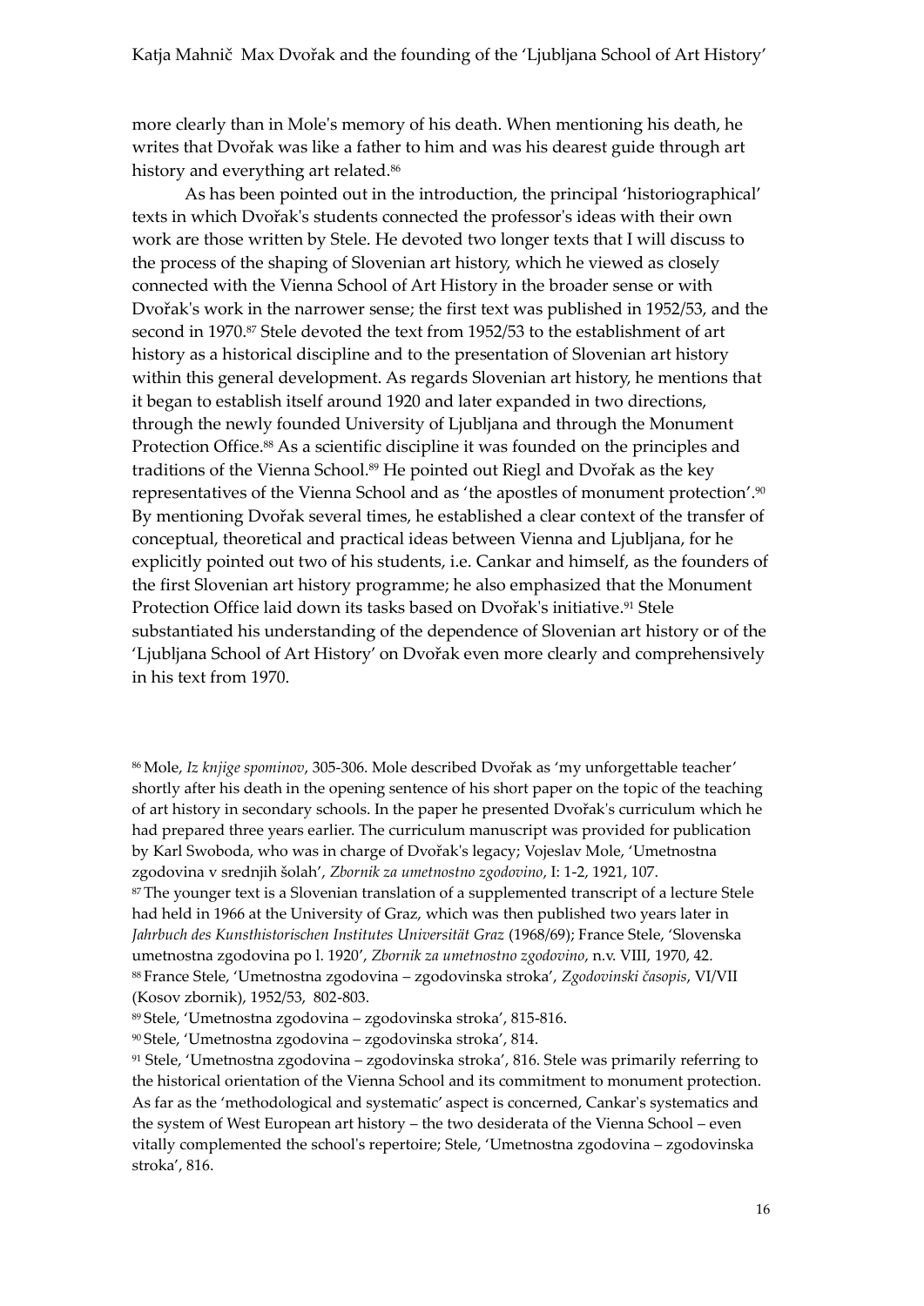more clearly than in Mole's memory of his death. When mentioning his death, he writes that Dvořak was like a father to him and was his dearest guide through art history and everything art related.[86]

As has been pointed out in the introduction, the principal 'historiographical' texts in which Dvořak's students connected the professor's ideas with their own work are those written by Stele. He devoted two longer texts that I will discuss to the process of the shaping of Slovenian art history, which he viewed as closely connected with the Vienna School of Art History in the broader sense or with Dvořak's work in the narrower sense; the first text was published in 1952/53, and the second in 1970.[87] Stele devoted the text from 1952/53 to the establishment of art history as a historical discipline and to the presentation of Slovenian art history within this general development. As regards Slovenian art history, he mentions that it began to establish itself around 1920 and later expanded in two directions, through the newly founded University of Ljubljana and through the Monument Protection Office.[88] As a scientific discipline it was founded on the principles and traditions of the Vienna School.[89] He pointed out Riegl and Dvořak as the key representatives of the Vienna School and as 'the apostles of monument protection'.[90] By mentioning Dvořak several times, he established a clear context of the transfer of conceptual, theoretical and practical ideas between Vienna and Ljubljana, for he explicitly pointed out two of his students, i.e. Cankar and himself, as the founders of the first Slovenian art history programme; he also emphasized that the Monument Protection Office laid down its tasks based on Dvořak's initiative.[91] Stele substantiated his understanding of the dependence of Slovenian art history or of the 'Ljubljana School of Art History' on Dvořak even more clearly and comprehensively in his text from 1970.

[86] Mole, *Iz knjige spominov*, 305-306. Mole described Dvořak as 'my unforgettable teacher' shortly after his death in the opening sentence of his short paper on the topic of the teaching of art history in secondary schools. In the paper he presented Dvořak's curriculum which he had prepared three years earlier. The curriculum manuscript was provided for publication by Karl Swoboda, who was in charge of Dvořak's legacy; Vojeslav Mole, 'Umetnostna zgodovina v srednjih šolah', *Zbornik za umetnostno zgodovino*, I: 1-2, 1921, 107.

[87] The younger text is a Slovenian translation of a supplemented transcript of a lecture Stele had held in 1966 at the University of Graz, which was then published two years later in *Jahrbuch des Kunsthistorischen Institutes Universität Graz* (1968/69); France Stele, 'Slovenska umetnostna zgodovina po l. 1920', *Zbornik za umetnostno zgodovino*, n.v. VIII, 1970, 42.

[88] France Stele, 'Umetnostna zgodovina – zgodovinska stroka', *Zgodovinski časopis*, VI/VII (Kosov zbornik), 1952/53, 802-803.

[89] Stele, 'Umetnostna zgodovina – zgodovinska stroka', 815-816.

[90] Stele, 'Umetnostna zgodovina – zgodovinska stroka', 814.

[91] Stele, 'Umetnostna zgodovina – zgodovinska stroka', 816. Stele was primarily referring to the historical orientation of the Vienna School and its commitment to monument protection. As far as the 'methodological and systematic' aspect is concerned, Cankar's systematics and the system of West European art history – the two desiderata of the Vienna School – even vitally complemented the school's repertoire; Stele, 'Umetnostna zgodovina – zgodovinska stroka', 816.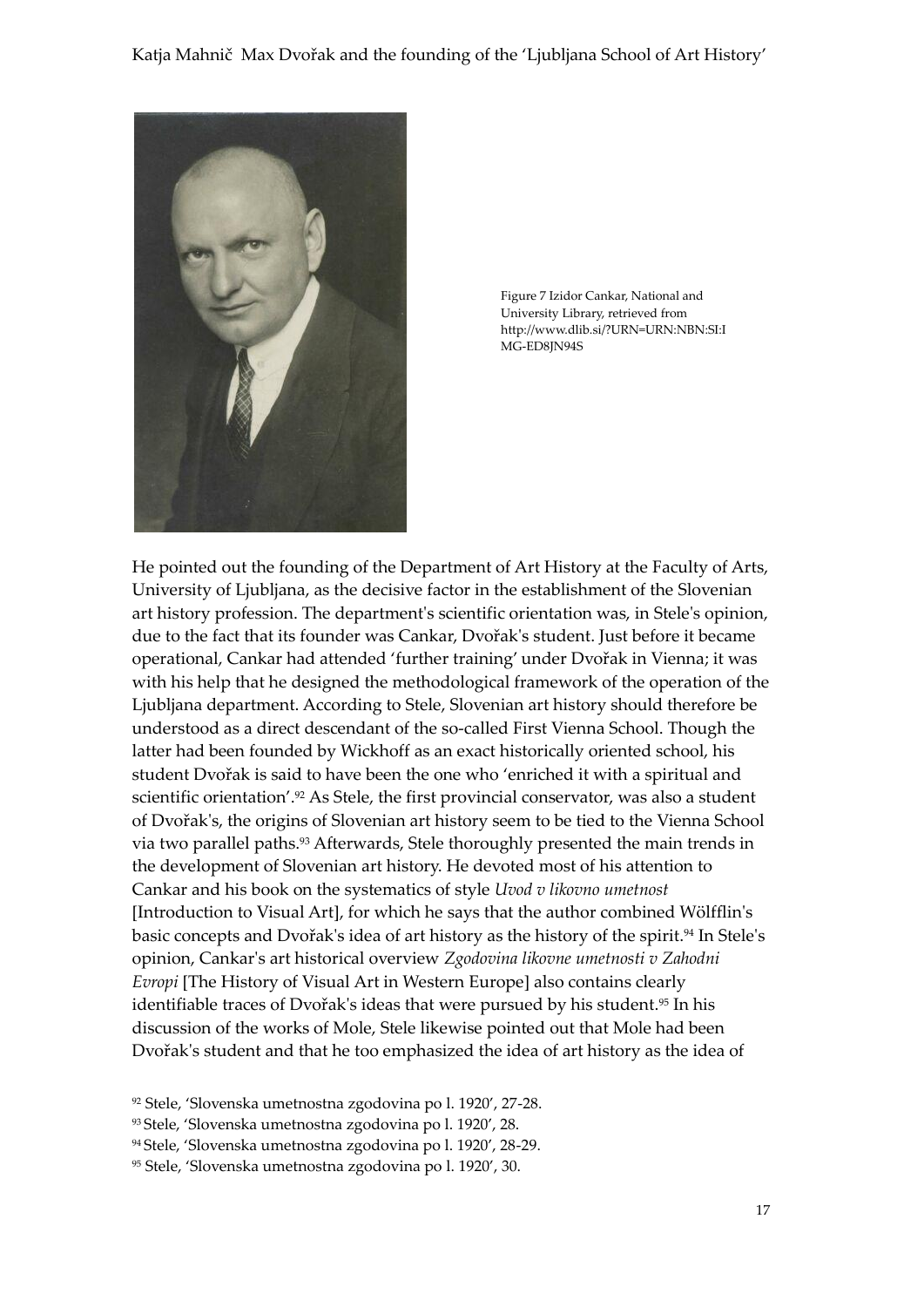Figure 7 Izidor Cankar, National and University Library, retrieved from http://www.dlib.si/?URN=URN:NBN:SI:IMG-ED8JN94S

He pointed out the founding of the Department of Art History at the Faculty of Arts, University of Ljubljana, as the decisive factor in the establishment of the Slovenian art history profession. The department's scientific orientation was, in Stele's opinion, due to the fact that its founder was Cankar, Dvořak's student. Just before it became operational, Cankar had attended 'further training' under Dvořak in Vienna; it was with his help that he designed the methodological framework of the operation of the Ljubljana department. According to Stele, Slovenian art history should therefore be understood as a direct descendant of the so-called First Vienna School. Though the latter had been founded by Wickhoff as an exact historically oriented school, his student Dvořak is said to have been the one who 'enriched it with a spiritual and scientific orientation'.[92] As Stele, the first provincial conservator, was also a student of Dvořak's, the origins of Slovenian art history seem to be tied to the Vienna School via two parallel paths.[93] Afterwards, Stele thoroughly presented the main trends in the development of Slovenian art history. He devoted most of his attention to Cankar and his book on the systematics of style *Uvod v likovno umetnost* [Introduction to Visual Art], for which he says that the author combined Wölfflin's basic concepts and Dvořak's idea of art history as the history of the spirit.[94] In Stele's opinion, Cankar's art historical overview *Zgodovina likovne umetnosti v Zahodni Evropi* [The History of Visual Art in Western Europe] also contains clearly identifiable traces of Dvořak's ideas that were pursued by his student.[95] In his discussion of the works of Mole, Stele likewise pointed out that Mole had been Dvořak's student and that he too emphasized the idea of art history as the idea of

[92] Stele, 'Slovenska umetnostna zgodovina po l. 1920', 27-28.

[93] Stele, 'Slovenska umetnostna zgodovina po l. 1920', 28.

[94] Stele, 'Slovenska umetnostna zgodovina po l. 1920', 28-29.

[95] Stele, 'Slovenska umetnostna zgodovina po l. 1920', 30.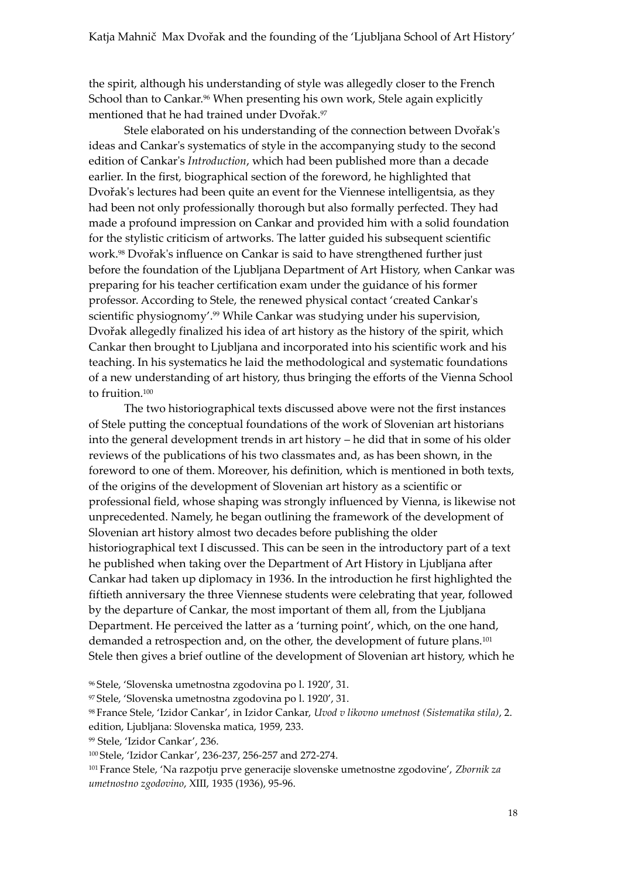the spirit, although his understanding of style was allegedly closer to the French School than to Cankar.[96] When presenting his own work, Stele again explicitly mentioned that he had trained under Dvořak.[97]

Stele elaborated on his understanding of the connection between Dvořak's ideas and Cankar's systematics of style in the accompanying study to the second edition of Cankar's *Introduction*, which had been published more than a decade earlier. In the first, biographical section of the foreword, he highlighted that Dvořak's lectures had been quite an event for the Viennese intelligentsia, as they had been not only professionally thorough but also formally perfected. They had made a profound impression on Cankar and provided him with a solid foundation for the stylistic criticism of artworks. The latter guided his subsequent scientific work.[98] Dvořak's influence on Cankar is said to have strengthened further just before the foundation of the Ljubljana Department of Art History, when Cankar was preparing for his teacher certification exam under the guidance of his former professor. According to Stele, the renewed physical contact 'created Cankar's scientific physiognomy'.[99] While Cankar was studying under his supervision, Dvořak allegedly finalized his idea of art history as the history of the spirit, which Cankar then brought to Ljubljana and incorporated into his scientific work and his teaching. In his systematics he laid the methodological and systematic foundations of a new understanding of art history, thus bringing the efforts of the Vienna School to fruition.[100]

The two historiographical texts discussed above were not the first instances of Stele putting the conceptual foundations of the work of Slovenian art historians into the general development trends in art history – he did that in some of his older reviews of the publications of his two classmates and, as has been shown, in the foreword to one of them. Moreover, his definition, which is mentioned in both texts, of the origins of the development of Slovenian art history as a scientific or professional field, whose shaping was strongly influenced by Vienna, is likewise not unprecedented. Namely, he began outlining the framework of the development of Slovenian art history almost two decades before publishing the older historiographical text I discussed. This can be seen in the introductory part of a text he published when taking over the Department of Art History in Ljubljana after Cankar had taken up diplomacy in 1936. In the introduction he first highlighted the fiftieth anniversary the three Viennese students were celebrating that year, followed by the departure of Cankar, the most important of them all, from the Ljubljana Department. He perceived the latter as a 'turning point', which, on the one hand, demanded a retrospection and, on the other, the development of future plans.[101] Stele then gives a brief outline of the development of Slovenian art history, which he

[96] Stele, 'Slovenska umetnostna zgodovina po l. 1920', 31.

[97] Stele, 'Slovenska umetnostna zgodovina po l. 1920', 31.

[98] France Stele, 'Izidor Cankar', in Izidor Cankar, *Uvod v likovno umetnost (Sistematika stila)*, 2. edition, Ljubljana: Slovenska matica, 1959, 233.

[99] Stele, 'Izidor Cankar', 236.

[100] Stele, 'Izidor Cankar', 236-237, 256-257 and 272-274.

[101] France Stele, 'Na razpotju prve generacije slovenske umetnostne zgodovine', *Zbornik za umetnostno zgodovino*, XIII, 1935 (1936), 95-96.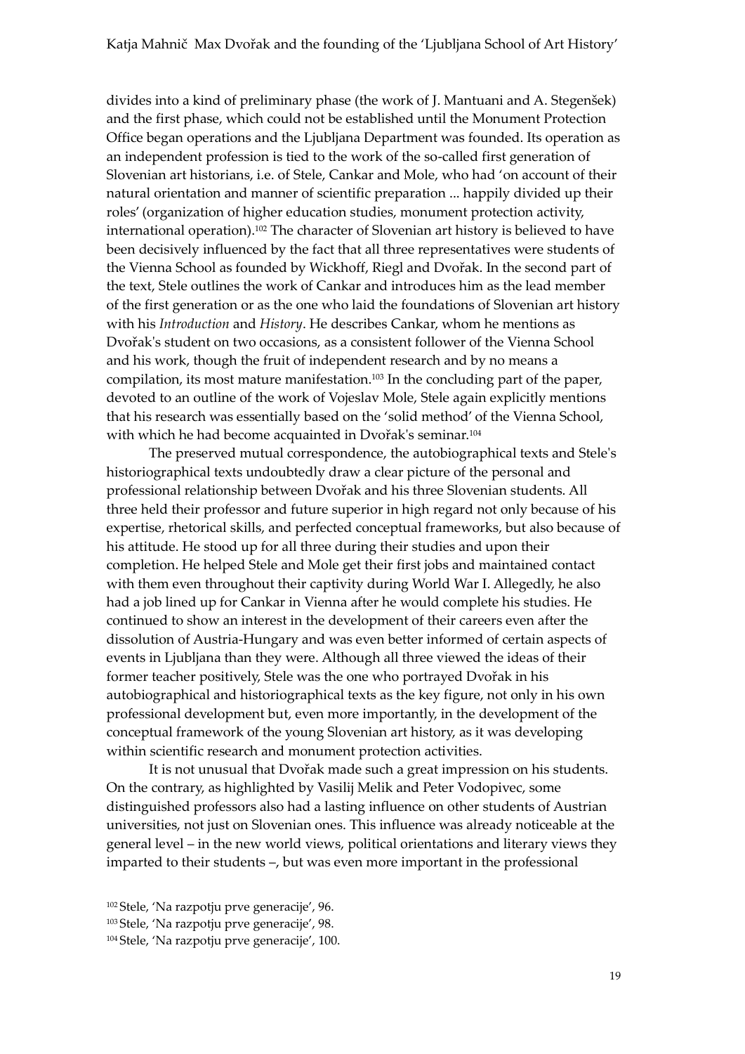divides into a kind of preliminary phase (the work of J. Mantuani and A. Stegenšek) and the first phase, which could not be established until the Monument Protection Office began operations and the Ljubljana Department was founded. Its operation as an independent profession is tied to the work of the so-called first generation of Slovenian art historians, i.e. of Stele, Cankar and Mole, who had 'on account of their natural orientation and manner of scientific preparation ... happily divided up their roles' (organization of higher education studies, monument protection activity, international operation).[102] The character of Slovenian art history is believed to have been decisively influenced by the fact that all three representatives were students of the Vienna School as founded by Wickhoff, Riegl and Dvořak. In the second part of the text, Stele outlines the work of Cankar and introduces him as the lead member of the first generation or as the one who laid the foundations of Slovenian art history with his *Introduction* and *History*. He describes Cankar, whom he mentions as Dvořak's student on two occasions, as a consistent follower of the Vienna School and his work, though the fruit of independent research and by no means a compilation, its most mature manifestation.[103] In the concluding part of the paper, devoted to an outline of the work of Vojeslav Mole, Stele again explicitly mentions that his research was essentially based on the 'solid method' of the Vienna School, with which he had become acquainted in Dvořak's seminar.[104]

The preserved mutual correspondence, the autobiographical texts and Stele's historiographical texts undoubtedly draw a clear picture of the personal and professional relationship between Dvořak and his three Slovenian students. All three held their professor and future superior in high regard not only because of his expertise, rhetorical skills, and perfected conceptual frameworks, but also because of his attitude. He stood up for all three during their studies and upon their completion. He helped Stele and Mole get their first jobs and maintained contact with them even throughout their captivity during World War I. Allegedly, he also had a job lined up for Cankar in Vienna after he would complete his studies. He continued to show an interest in the development of their careers even after the dissolution of Austria-Hungary and was even better informed of certain aspects of events in Ljubljana than they were. Although all three viewed the ideas of their former teacher positively, Stele was the one who portrayed Dvořak in his autobiographical and historiographical texts as the key figure, not only in his own professional development but, even more importantly, in the development of the conceptual framework of the young Slovenian art history, as it was developing within scientific research and monument protection activities.

It is not unusual that Dvořak made such a great impression on his students. On the contrary, as highlighted by Vasilij Melik and Peter Vodopivec, some distinguished professors also had a lasting influence on other students of Austrian universities, not just on Slovenian ones. This influence was already noticeable at the general level – in the new world views, political orientations and literary views they imparted to their students –, but was even more important in the professional

[102] Stele, 'Na razpotju prve generacije', 96.

[103] Stele, 'Na razpotju prve generacije', 98.

[104] Stele, 'Na razpotju prve generacije', 100.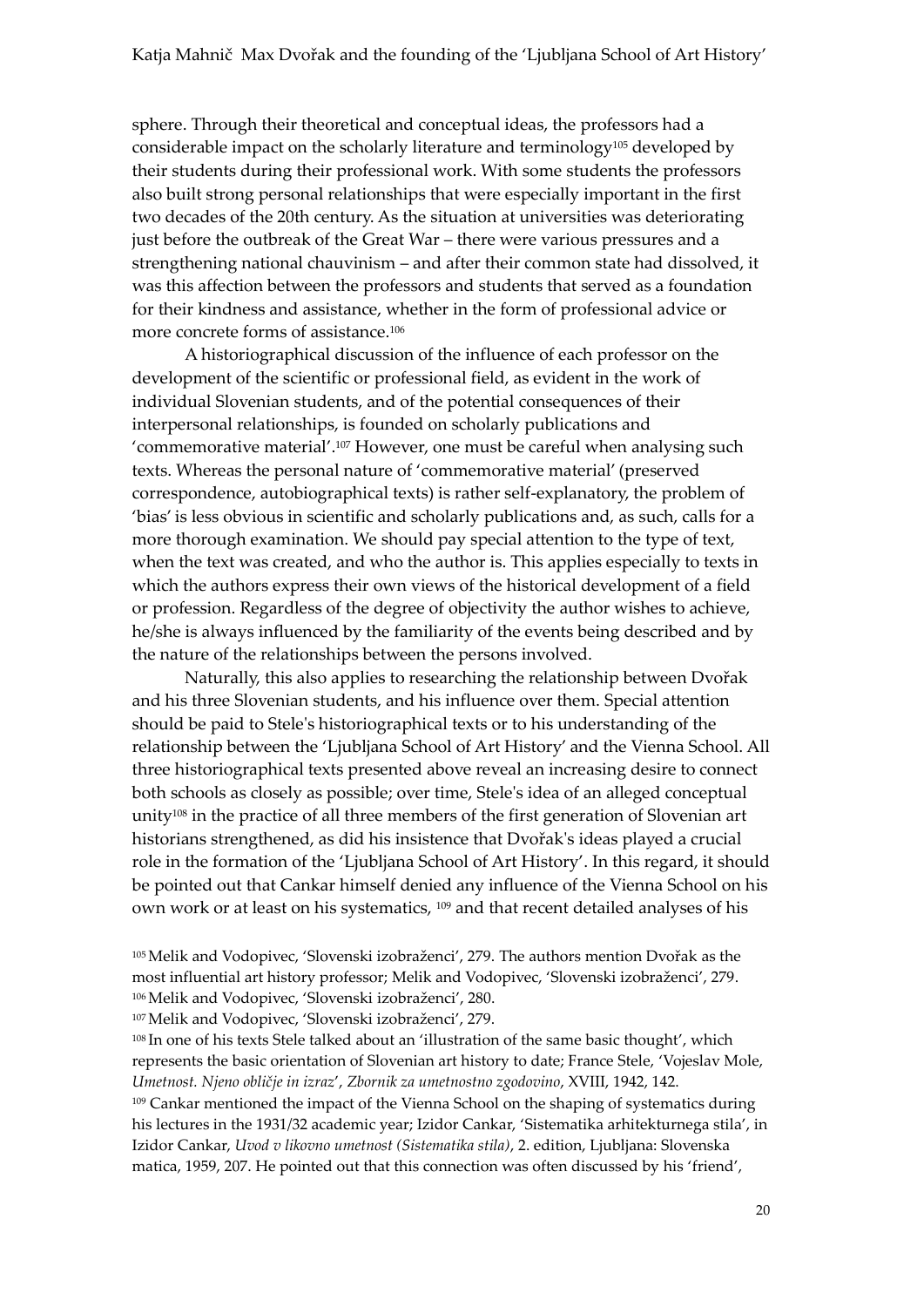sphere. Through their theoretical and conceptual ideas, the professors had a considerable impact on the scholarly literature and terminology[105] developed by their students during their professional work. With some students the professors also built strong personal relationships that were especially important in the first two decades of the 20th century. As the situation at universities was deteriorating just before the outbreak of the Great War – there were various pressures and a strengthening national chauvinism – and after their common state had dissolved, it was this affection between the professors and students that served as a foundation for their kindness and assistance, whether in the form of professional advice or more concrete forms of assistance.[106]

A historiographical discussion of the influence of each professor on the development of the scientific or professional field, as evident in the work of individual Slovenian students, and of the potential consequences of their interpersonal relationships, is founded on scholarly publications and 'commemorative material'.[107] However, one must be careful when analysing such texts. Whereas the personal nature of 'commemorative material' (preserved correspondence, autobiographical texts) is rather self-explanatory, the problem of 'bias' is less obvious in scientific and scholarly publications and, as such, calls for a more thorough examination. We should pay special attention to the type of text, when the text was created, and who the author is. This applies especially to texts in which the authors express their own views of the historical development of a field or profession. Regardless of the degree of objectivity the author wishes to achieve, he/she is always influenced by the familiarity of the events being described and by the nature of the relationships between the persons involved.

Naturally, this also applies to researching the relationship between Dvořak and his three Slovenian students, and his influence over them. Special attention should be paid to Stele's historiographical texts or to his understanding of the relationship between the 'Ljubljana School of Art History' and the Vienna School. All three historiographical texts presented above reveal an increasing desire to connect both schools as closely as possible; over time, Stele's idea of an alleged conceptual unity[108] in the practice of all three members of the first generation of Slovenian art historians strengthened, as did his insistence that Dvořak's ideas played a crucial role in the formation of the 'Ljubljana School of Art History'. In this regard, it should be pointed out that Cankar himself denied any influence of the Vienna School on his own work or at least on his systematics, [109] and that recent detailed analyses of his

[105] Melik and Vodopivec, 'Slovenski izobraženci', 279. The authors mention Dvořak as the most influential art history professor; Melik and Vodopivec, 'Slovenski izobraženci', 279.

[106] Melik and Vodopivec, 'Slovenski izobraženci', 280.

[107] Melik and Vodopivec, 'Slovenski izobraženci', 279.

[108] In one of his texts Stele talked about an 'illustration of the same basic thought', which represents the basic orientation of Slovenian art history to date; France Stele, 'Vojeslav Mole, *Umetnost. Njeno obličje in izraz*', *Zbornik za umetnostno zgodovino*, XVIII, 1942, 142.

[109] Cankar mentioned the impact of the Vienna School on the shaping of systematics during his lectures in the 1931/32 academic year; Izidor Cankar, 'Sistematika arhitekturnega stila', in Izidor Cankar, *Uvod v likovno umetnost (Sistematika stila)*, 2. edition, Ljubljana: Slovenska matica, 1959, 207. He pointed out that this connection was often discussed by his 'friend',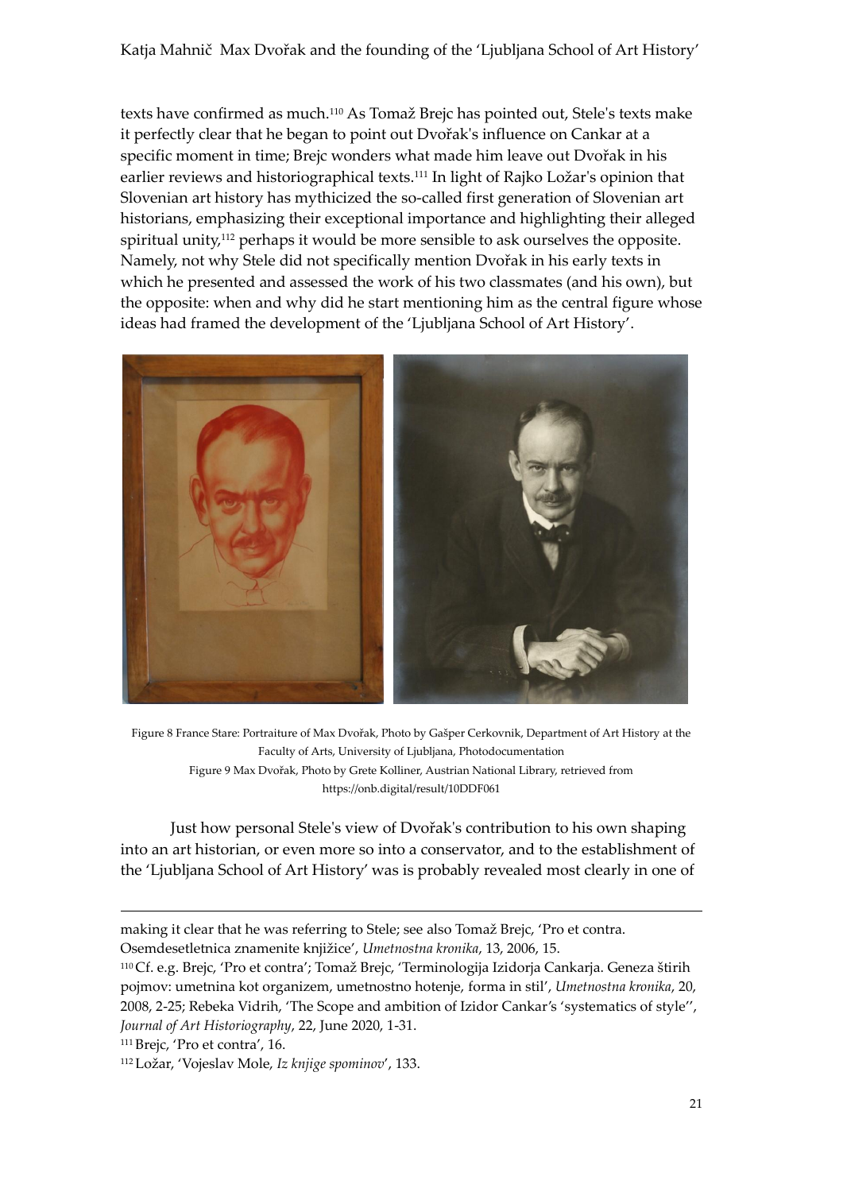texts have confirmed as much.[110] As Tomaž Brejc has pointed out, Stele's texts make it perfectly clear that he began to point out Dvořak's influence on Cankar at a specific moment in time; Brejc wonders what made him leave out Dvořak in his earlier reviews and historiographical texts.[111] In light of Rajko Ložar's opinion that Slovenian art history has mythicized the so-called first generation of Slovenian art historians, emphasizing their exceptional importance and highlighting their alleged spiritual unity,[112] perhaps it would be more sensible to ask ourselves the opposite. Namely, not why Stele did not specifically mention Dvořak in his early texts in which he presented and assessed the work of his two classmates (and his own), but the opposite: when and why did he start mentioning him as the central figure whose ideas had framed the development of the 'Ljubljana School of Art History'.

Figure 8 France Stare: Portraiture of Max Dvořak, Photo by Gašper Cerkovnik, Department of Art History at the Faculty of Arts, University of Ljubljana, Photodocumentation

Figure 9 Max Dvořak, Photo by Grete Kolliner, Austrian National Library, retrieved from https://onb.digital/result/10DDF061

Just how personal Stele's view of Dvořak's contribution to his own shaping into an art historian, or even more so into a conservator, and to the establishment of the 'Ljubljana School of Art History' was is probably revealed most clearly in one of

---

making it clear that he was referring to Stele; see also Tomaž Brejc, 'Pro et contra. Osemdesetletnica znamenite knjižice', *Umetnostna kronika*, 13, 2006, 15.

[110] Cf. e.g. Brejc, 'Pro et contra'; Tomaž Brejc, 'Terminologija Izidorja Cankarja. Geneza štirih pojmov: umetnina kot organizem, umetnostno hotenje, forma in stil', *Umetnostna kronika*, 20, 2008, 2-25; Rebeka Vidrih, 'The Scope and ambition of Izidor Cankar's 'systematics of style'', *Journal of Art Historiography*, 22, June 2020, 1-31.

[111] Brejc, 'Pro et contra', 16.

[112] Ložar, 'Vojeslav Mole, *Iz knjige spominov*', 133.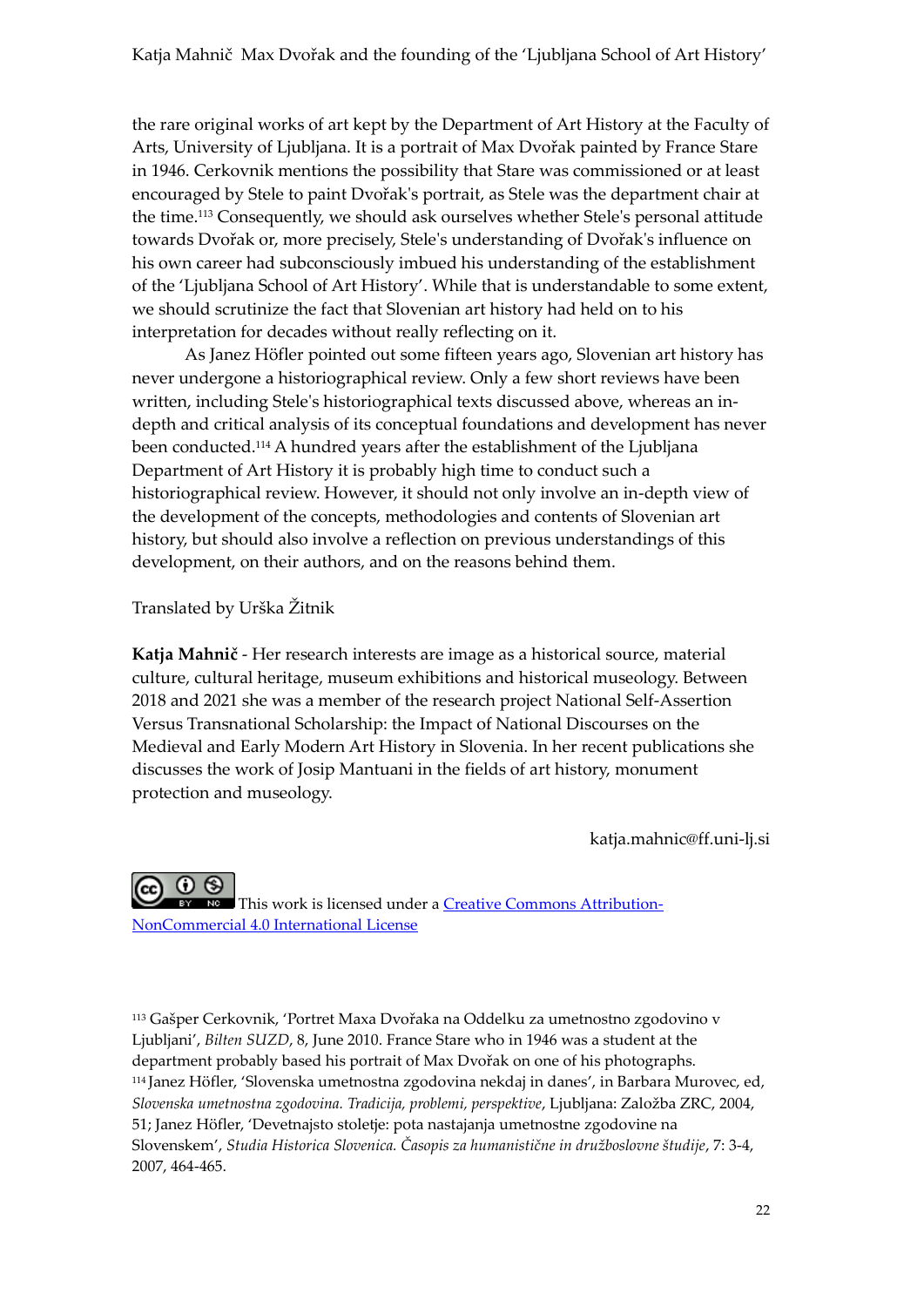the rare original works of art kept by the Department of Art History at the Faculty of Arts, University of Ljubljana. It is a portrait of Max Dvořak painted by France Stare in 1946. Cerkovnik mentions the possibility that Stare was commissioned or at least encouraged by Stele to paint Dvořak's portrait, as Stele was the department chair at the time.[113] Consequently, we should ask ourselves whether Stele's personal attitude towards Dvořak or, more precisely, Stele's understanding of Dvořak's influence on his own career had subconsciously imbued his understanding of the establishment of the 'Ljubljana School of Art History'. While that is understandable to some extent, we should scrutinize the fact that Slovenian art history had held on to his interpretation for decades without really reflecting on it.

As Janez Höfler pointed out some fifteen years ago, Slovenian art history has never undergone a historiographical review. Only a few short reviews have been written, including Stele's historiographical texts discussed above, whereas an in-depth and critical analysis of its conceptual foundations and development has never been conducted.[114] A hundred years after the establishment of the Ljubljana Department of Art History it is probably high time to conduct such a historiographical review. However, it should not only involve an in-depth view of the development of the concepts, methodologies and contents of Slovenian art history, but should also involve a reflection on previous understandings of this development, on their authors, and on the reasons behind them.

Translated by Urška Žitnik

**Katja Mahnič** - Her research interests are image as a historical source, material culture, cultural heritage, museum exhibitions and historical museology. Between 2018 and 2021 she was a member of the research project National Self-Assertion Versus Transnational Scholarship: the Impact of National Discourses on the Medieval and Early Modern Art History in Slovenia. In her recent publications she discusses the work of Josip Mantuani in the fields of art history, monument protection and museology.

katja.mahnic@ff.uni-lj.si

This work is licensed under a Creative Commons Attribution-NonCommercial 4.0 International License

[113] Gašper Cerkovnik, 'Portret Maxa Dvořaka na Oddelku za umetnostno zgodovino v Ljubljani', *Bilten SUZD*, 8, June 2010. France Stare who in 1946 was a student at the department probably based his portrait of Max Dvořak on one of his photographs.

[114] Janez Höfler, 'Slovenska umetnostna zgodovina nekdaj in danes', in Barbara Murovec, ed, *Slovenska umetnostna zgodovina. Tradicija, problemi, perspektive*, Ljubljana: Založba ZRC, 2004, 51; Janez Höfler, 'Devetnajsto stoletje: pota nastajanja umetnostne zgodovine na Slovenskem', *Studia Historica Slovenica. Časopis za humanistične in družboslovne študije*, 7: 3-4, 2007, 464-465.